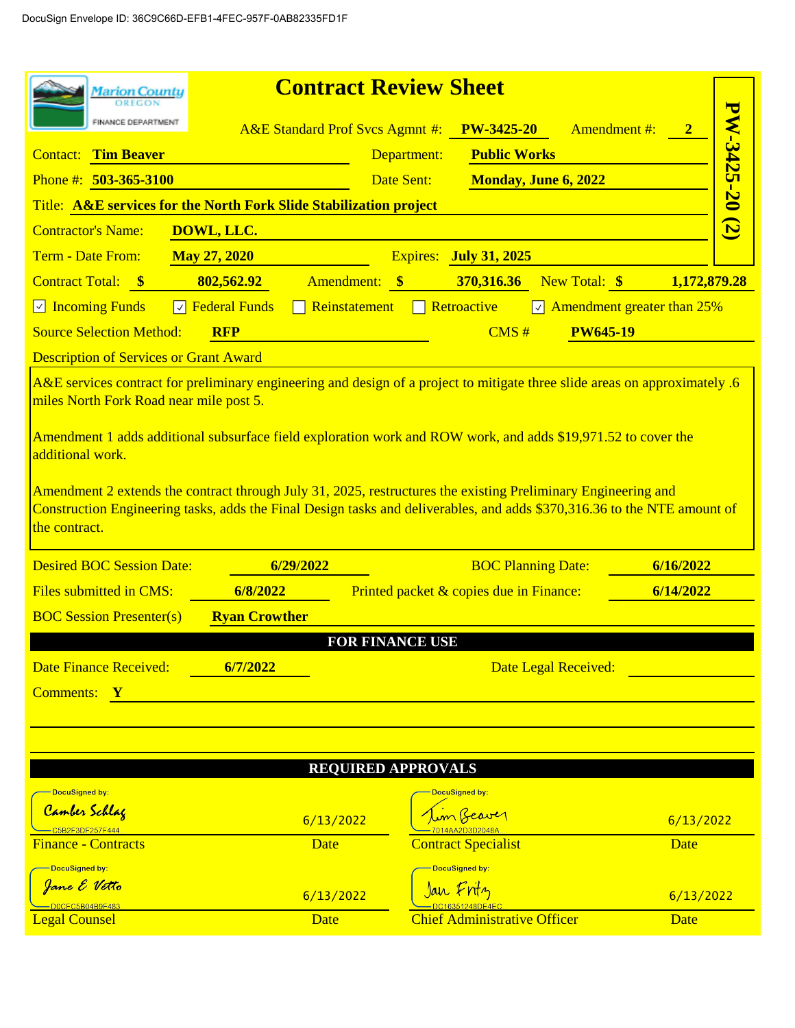DocuSign Envelope ID: 36C9C66D-EFB1-4FEC-957F-0AB82335FD1F

Marion County OREGON
FINANCE DEPARTMENT

# Contract Review Sheet

**PW-3425-20 (2)**

A&E Standard Prof Svcs Agmnt #: **PW-3425-20** Amendment #: **2**

Contact: **Tim Beaver** Department: **Public Works**

Phone #: **503-365-3100** Date Sent: **Monday, June 6, 2022**

Title: **A&E services for the North Fork Slide Stabilization project**

Contractor's Name: **DOWL, LLC.**

Term - Date From: **May 27, 2020** Expires: **July 31, 2025**

Contract Total: **$ 802,562.92** Amendment: **$ 370,316.36** New Total: **$ 1,172,879.28**

☑ Incoming Funds ☑ Federal Funds ☐ Reinstatement ☐ Retroactive ☑ Amendment greater than 25%

Source Selection Method: **RFP** CMS # **PW645-19**

Description of Services or Grant Award

A&E services contract for preliminary engineering and design of a project to mitigate three slide areas on approximately .6 miles North Fork Road near mile post 5.

Amendment 1 adds additional subsurface field exploration work and ROW work, and adds $19,971.52 to cover the additional work.

Amendment 2 extends the contract through July 31, 2025, restructures the existing Preliminary Engineering and Construction Engineering tasks, adds the Final Design tasks and deliverables, and adds $370,316.36 to the NTE amount of the contract.

Desired BOC Session Date: **6/29/2022** BOC Planning Date: **6/16/2022**

Files submitted in CMS: **6/8/2022** Printed packet & copies due in Finance: **6/14/2022**

BOC Session Presenter(s) **Ryan Crowther**

## FOR FINANCE USE

Date Finance Received: **6/7/2022** Date Legal Received:

Comments: **Y**

## REQUIRED APPROVALS

| | | | |
|---|---|---|---|
| DocuSigned by: Camber Schlag (C5B2F3DF257F444) | 6/13/2022 | DocuSigned by: Tim Beaver (7014AA2D3D2048A) | 6/13/2022 |
| Finance - Contracts | Date | Contract Specialist | Date |
| DocuSigned by: Jane E Vetto (D0CFC5B04B9F483) | 6/13/2022 | DocuSigned by: Jan Fritz (DC16351248DE4EC) | 6/13/2022 |
| Legal Counsel | Date | Chief Administrative Officer | Date |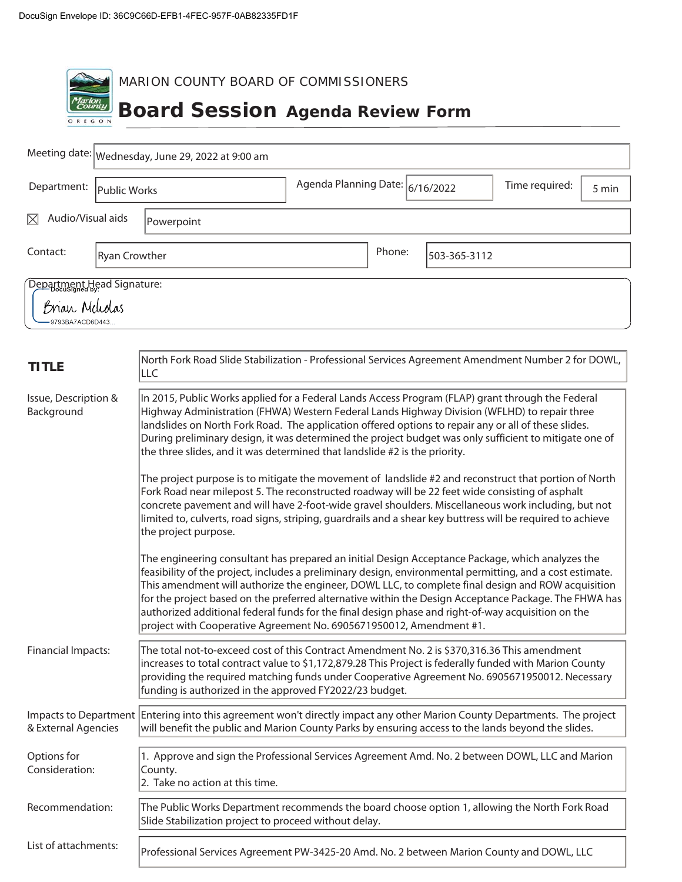DocuSign Envelope ID: 36C9C66D-EFB1-4FEC-957F-0AB82335FD1F

MARION COUNTY BOARD OF COMMISSIONERS

# Board Session Agenda Review Form

| | | | | | |
|---|---|---|---|---|---|
| Meeting date: | Wednesday, June 29, 2022 at 9:00 am | | | | |
| Department: | Public Works | Agenda Planning Date: | 6/16/2022 | Time required: | 5 min |
| ☒ Audio/Visual aids | Powerpoint | | | | |
| Contact: | Ryan Crowther | Phone: | 503-365-3112 | | |

Department Head Signature:

DocuSigned by:
Brian Nicholas
9793BA7ACD6D443

| | |
|---|---|
| **TITLE** | North Fork Road Slide Stabilization - Professional Services Agreement Amendment Number 2 for DOWL, LLC |
| Issue, Description & Background | In 2015, Public Works applied for a Federal Lands Access Program (FLAP) grant through the Federal Highway Administration (FHWA) Western Federal Lands Highway Division (WFLHD) to repair three landslides on North Fork Road. The application offered options to repair any or all of these slides. During preliminary design, it was determined the project budget was only sufficient to mitigate one of the three slides, and it was determined that landslide #2 is the priority.<br><br>The project purpose is to mitigate the movement of landslide #2 and reconstruct that portion of North Fork Road near milepost 5. The reconstructed roadway will be 22 feet wide consisting of asphalt concrete pavement and will have 2-foot-wide gravel shoulders. Miscellaneous work including, but not limited to, culverts, road signs, striping, guardrails and a shear key buttress will be required to achieve the project purpose.<br><br>The engineering consultant has prepared an initial Design Acceptance Package, which analyzes the feasibility of the project, includes a preliminary design, environmental permitting, and a cost estimate. This amendment will authorize the engineer, DOWL LLC, to complete final design and ROW acquisition for the project based on the preferred alternative within the Design Acceptance Package. The FHWA has authorized additional federal funds for the final design phase and right-of-way acquisition on the project with Cooperative Agreement No. 6905671950012, Amendment #1. |
| Financial Impacts: | The total not-to-exceed cost of this Contract Amendment No. 2 is $370,316.36 This amendment increases to total contract value to $1,172,879.28 This Project is federally funded with Marion County providing the required matching funds under Cooperative Agreement No. 6905671950012. Necessary funding is authorized in the approved FY2022/23 budget. |
| Impacts to Department & External Agencies | Entering into this agreement won't directly impact any other Marion County Departments. The project will benefit the public and Marion County Parks by ensuring access to the lands beyond the slides. |
| Options for Consideration: | 1. Approve and sign the Professional Services Agreement Amd. No. 2 between DOWL, LLC and Marion County.<br>2. Take no action at this time. |
| Recommendation: | The Public Works Department recommends the board choose option 1, allowing the North Fork Road Slide Stabilization project to proceed without delay. |
| List of attachments: | Professional Services Agreement PW-3425-20 Amd. No. 2 between Marion County and DOWL, LLC |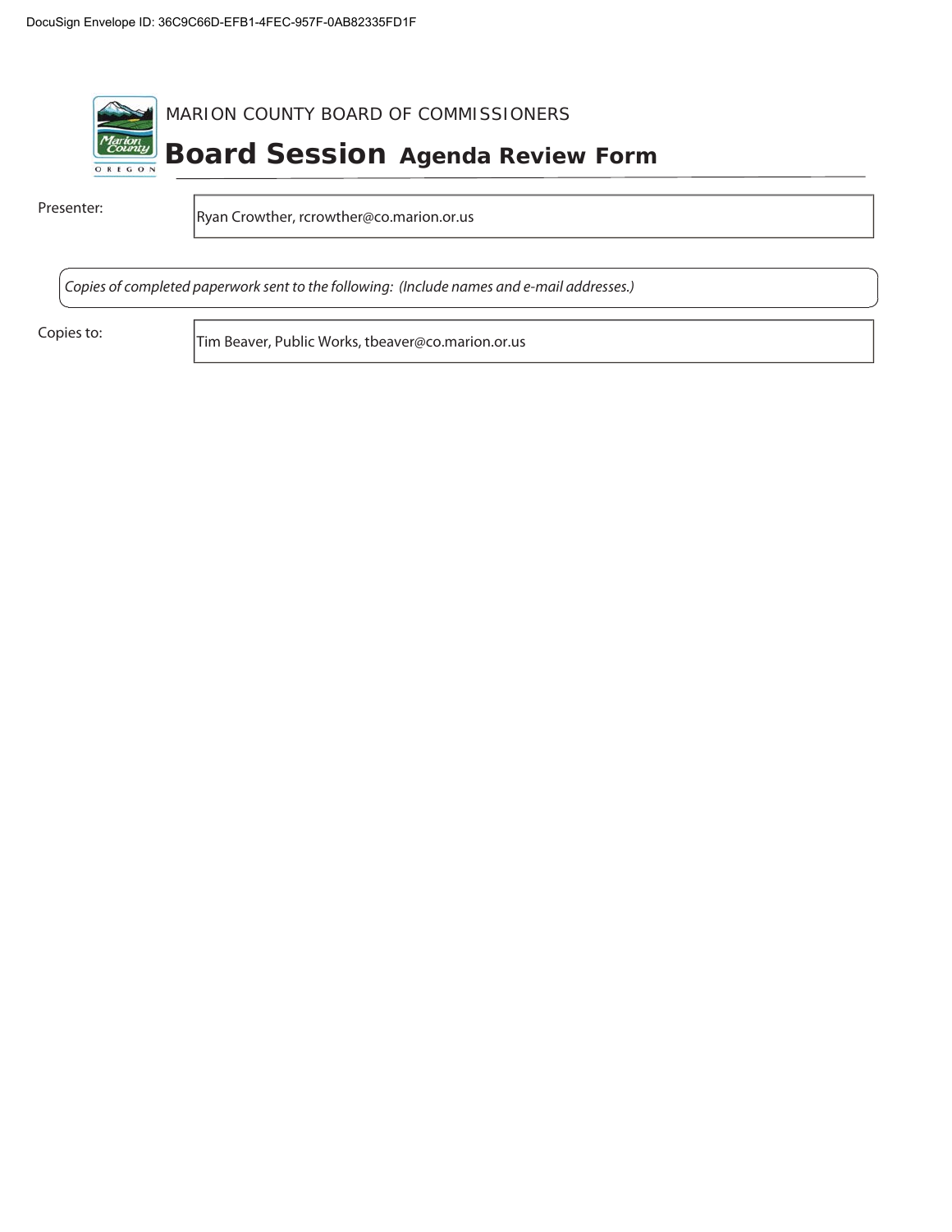DocuSign Envelope ID: 36C9C66D-EFB1-4FEC-957F-0AB82335FD1F

MARION COUNTY BOARD OF COMMISSIONERS

# Board Session Agenda Review Form

| Presenter: | Ryan Crowther, rcrowther@co.marion.or.us |
|---|---|

*Copies of completed paperwork sent to the following: (Include names and e-mail addresses.)*

| Copies to: | Tim Beaver, Public Works, tbeaver@co.marion.or.us |
|---|---|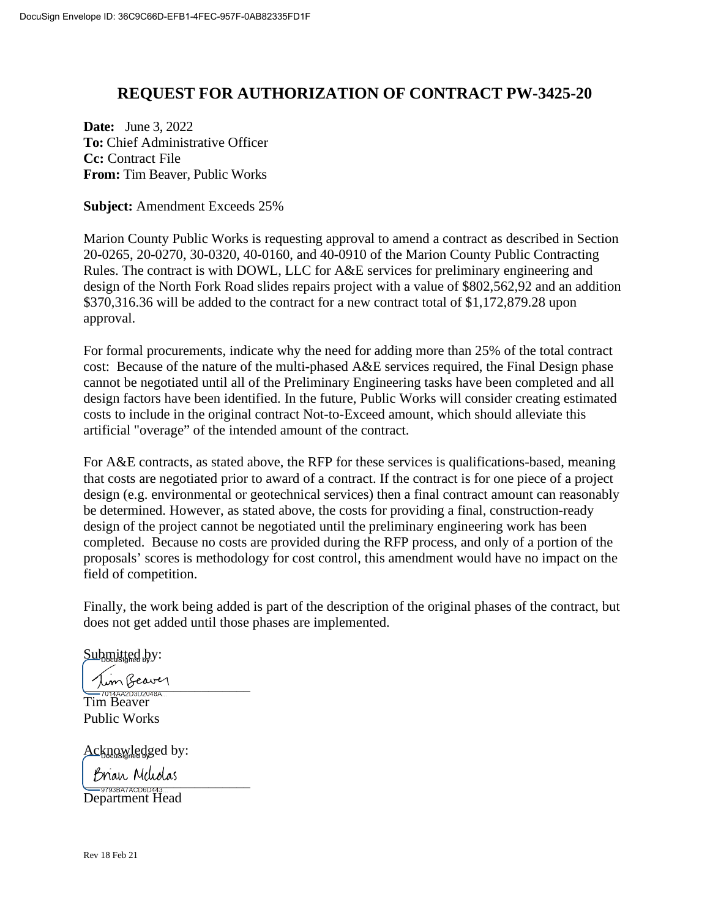DocuSign Envelope ID: 36C9C66D-EFB1-4FEC-957F-0AB82335FD1F

# REQUEST FOR AUTHORIZATION OF CONTRACT PW-3425-20

**Date:** June 3, 2022
**To:** Chief Administrative Officer
**Cc:** Contract File
**From:** Tim Beaver, Public Works

**Subject:** Amendment Exceeds 25%

Marion County Public Works is requesting approval to amend a contract as described in Section 20-0265, 20-0270, 30-0320, 40-0160, and 40-0910 of the Marion County Public Contracting Rules. The contract is with DOWL, LLC for A&E services for preliminary engineering and design of the North Fork Road slides repairs project with a value of $802,562,92 and an addition $370,316.36 will be added to the contract for a new contract total of $1,172,879.28 upon approval.

For formal procurements, indicate why the need for adding more than 25% of the total contract cost: Because of the nature of the multi-phased A&E services required, the Final Design phase cannot be negotiated until all of the Preliminary Engineering tasks have been completed and all design factors have been identified. In the future, Public Works will consider creating estimated costs to include in the original contract Not-to-Exceed amount, which should alleviate this artificial "overage" of the intended amount of the contract.

For A&E contracts, as stated above, the RFP for these services is qualifications-based, meaning that costs are negotiated prior to award of a contract. If the contract is for one piece of a project design (e.g. environmental or geotechnical services) then a final contract amount can reasonably be determined. However, as stated above, the costs for providing a final, construction-ready design of the project cannot be negotiated until the preliminary engineering work has been completed. Because no costs are provided during the RFP process, and only of a portion of the proposals' scores is methodology for cost control, this amendment would have no impact on the field of competition.

Finally, the work being added is part of the description of the original phases of the contract, but does not get added until those phases are implemented.

Submitted by:

DocuSigned by:
Tim Beaver
7014AA2D3D2048A...

Tim Beaver
Public Works

Acknowledged by:

DocuSigned by:
Brian Nicholas
9793BA7ACD6D443...

Department Head

Rev 18 Feb 21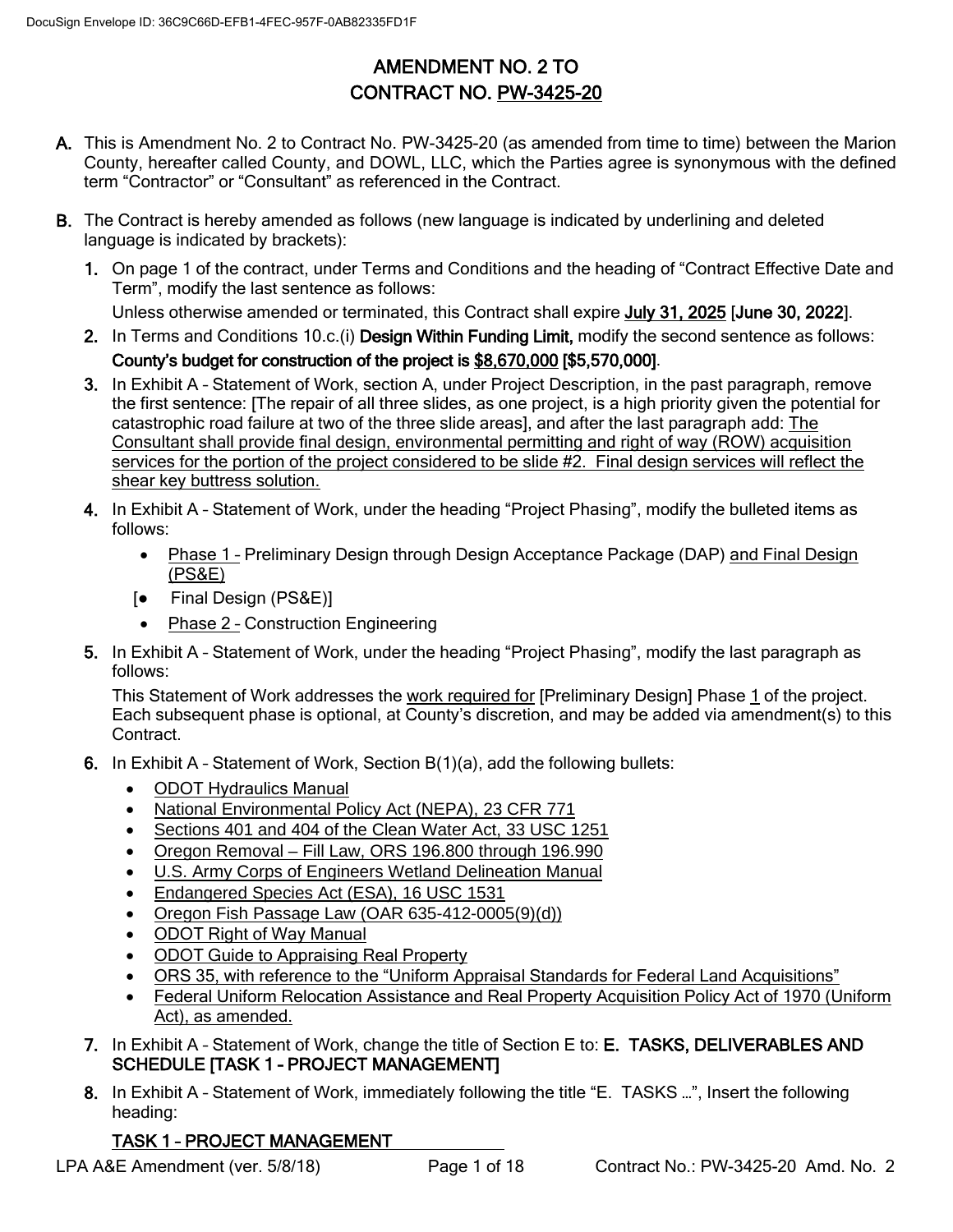# AMENDMENT NO. 2 TO CONTRACT NO. PW-3425-20

**A.** This is Amendment No. 2 to Contract No. PW-3425-20 (as amended from time to time) between the Marion County, hereafter called County, and DOWL, LLC, which the Parties agree is synonymous with the defined term "Contractor" or "Consultant" as referenced in the Contract.

**B.** The Contract is hereby amended as follows (new language is indicated by underlining and deleted language is indicated by brackets):

1. On page 1 of the contract, under Terms and Conditions and the heading of "Contract Effective Date and Term", modify the last sentence as follows:

   Unless otherwise amended or terminated, this Contract shall expire **July 31, 2025** [**June 30, 2022**].

2. In Terms and Conditions 10.c.(i) **Design Within Funding Limit,** modify the second sentence as follows:

   **County's budget for construction of the project is $8,670,000 [$5,570,000]**.

3. In Exhibit A – Statement of Work, section A, under Project Description, in the past paragraph, remove the first sentence: [The repair of all three slides, as one project, is a high priority given the potential for catastrophic road failure at two of the three slide areas], and after the last paragraph add: The Consultant shall provide final design, environmental permitting and right of way (ROW) acquisition services for the portion of the project considered to be slide #2. Final design services will reflect the shear key buttress solution.

4. In Exhibit A – Statement of Work, under the heading "Project Phasing", modify the bulleted items as follows:

   - Phase 1 – Preliminary Design through Design Acceptance Package (DAP) and Final Design (PS&E)
   
   [• Final Design (PS&E)]
   
   - Phase 2 – Construction Engineering

5. In Exhibit A – Statement of Work, under the heading "Project Phasing", modify the last paragraph as follows:

   This Statement of Work addresses the work required for [Preliminary Design] Phase 1 of the project. Each subsequent phase is optional, at County's discretion, and may be added via amendment(s) to this Contract.

6. In Exhibit A – Statement of Work, Section B(1)(a), add the following bullets:

   - ODOT Hydraulics Manual
   - National Environmental Policy Act (NEPA), 23 CFR 771
   - Sections 401 and 404 of the Clean Water Act, 33 USC 1251
   - Oregon Removal – Fill Law, ORS 196.800 through 196.990
   - U.S. Army Corps of Engineers Wetland Delineation Manual
   - Endangered Species Act (ESA), 16 USC 1531
   - Oregon Fish Passage Law (OAR 635-412-0005(9)(d))
   - ODOT Right of Way Manual
   - ODOT Guide to Appraising Real Property
   - ORS 35, with reference to the "Uniform Appraisal Standards for Federal Land Acquisitions"
   - Federal Uniform Relocation Assistance and Real Property Acquisition Policy Act of 1970 (Uniform Act), as amended.

7. In Exhibit A – Statement of Work, change the title of Section E to: **E. TASKS, DELIVERABLES AND SCHEDULE [TASK 1 – PROJECT MANAGEMENT]**

8. In Exhibit A – Statement of Work, immediately following the title "E. TASKS …", Insert the following heading:

   **TASK 1 – PROJECT MANAGEMENT**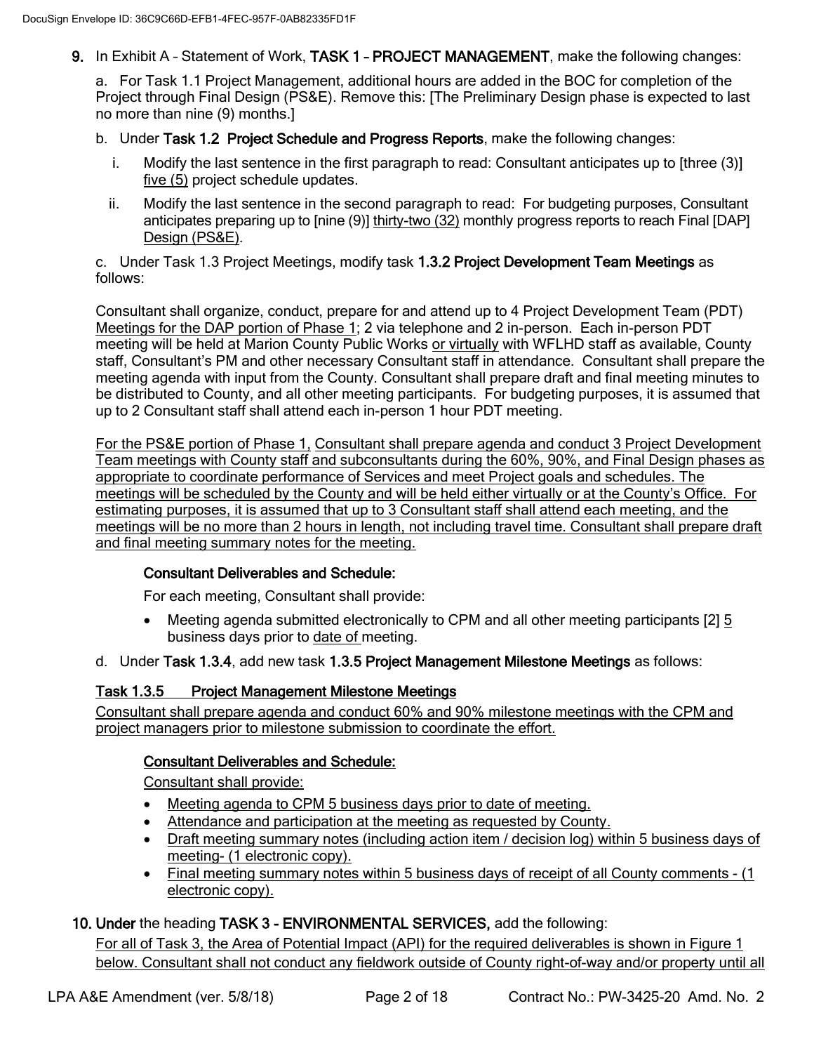9. In Exhibit A – Statement of Work, **TASK 1 – PROJECT MANAGEMENT**, make the following changes:

   a. For Task 1.1 Project Management, additional hours are added in the BOC for completion of the Project through Final Design (PS&E). Remove this: [The Preliminary Design phase is expected to last no more than nine (9) months.]

   b. Under **Task 1.2 Project Schedule and Progress Reports**, make the following changes:

      i. Modify the last sentence in the first paragraph to read: Consultant anticipates up to [three (3)] five (5) project schedule updates.

      ii. Modify the last sentence in the second paragraph to read: For budgeting purposes, Consultant anticipates preparing up to [nine (9)] thirty-two (32) monthly progress reports to reach Final [DAP] Design (PS&E).

   c. Under Task 1.3 Project Meetings, modify task **1.3.2 Project Development Team Meetings** as follows:

Consultant shall organize, conduct, prepare for and attend up to 4 Project Development Team (PDT) Meetings for the DAP portion of Phase 1; 2 via telephone and 2 in-person. Each in-person PDT meeting will be held at Marion County Public Works or virtually with WFLHD staff as available, County staff, Consultant's PM and other necessary Consultant staff in attendance. Consultant shall prepare the meeting agenda with input from the County. Consultant shall prepare draft and final meeting minutes to be distributed to County, and all other meeting participants. For budgeting purposes, it is assumed that up to 2 Consultant staff shall attend each in-person 1 hour PDT meeting.

For the PS&E portion of Phase 1, Consultant shall prepare agenda and conduct 3 Project Development Team meetings with County staff and subconsultants during the 60%, 90%, and Final Design phases as appropriate to coordinate performance of Services and meet Project goals and schedules. The meetings will be scheduled by the County and will be held either virtually or at the County's Office. For estimating purposes, it is assumed that up to 3 Consultant staff shall attend each meeting, and the meetings will be no more than 2 hours in length, not including travel time. Consultant shall prepare draft and final meeting summary notes for the meeting.

**Consultant Deliverables and Schedule:**

For each meeting, Consultant shall provide:

- Meeting agenda submitted electronically to CPM and all other meeting participants [2] 5 business days prior to date of meeting.

   d. Under **Task 1.3.4**, add new task **1.3.5 Project Management Milestone Meetings** as follows:

**Task 1.3.5 Project Management Milestone Meetings**

Consultant shall prepare agenda and conduct 60% and 90% milestone meetings with the CPM and project managers prior to milestone submission to coordinate the effort.

**Consultant Deliverables and Schedule:**

Consultant shall provide:

- Meeting agenda to CPM 5 business days prior to date of meeting.
- Attendance and participation at the meeting as requested by County.
- Draft meeting summary notes (including action item / decision log) within 5 business days of meeting- (1 electronic copy).
- Final meeting summary notes within 5 business days of receipt of all County comments - (1 electronic copy).

10. **Under** the heading **TASK 3 - ENVIRONMENTAL SERVICES,** add the following:

For all of Task 3, the Area of Potential Impact (API) for the required deliverables is shown in Figure 1 below. Consultant shall not conduct any fieldwork outside of County right-of-way and/or property until all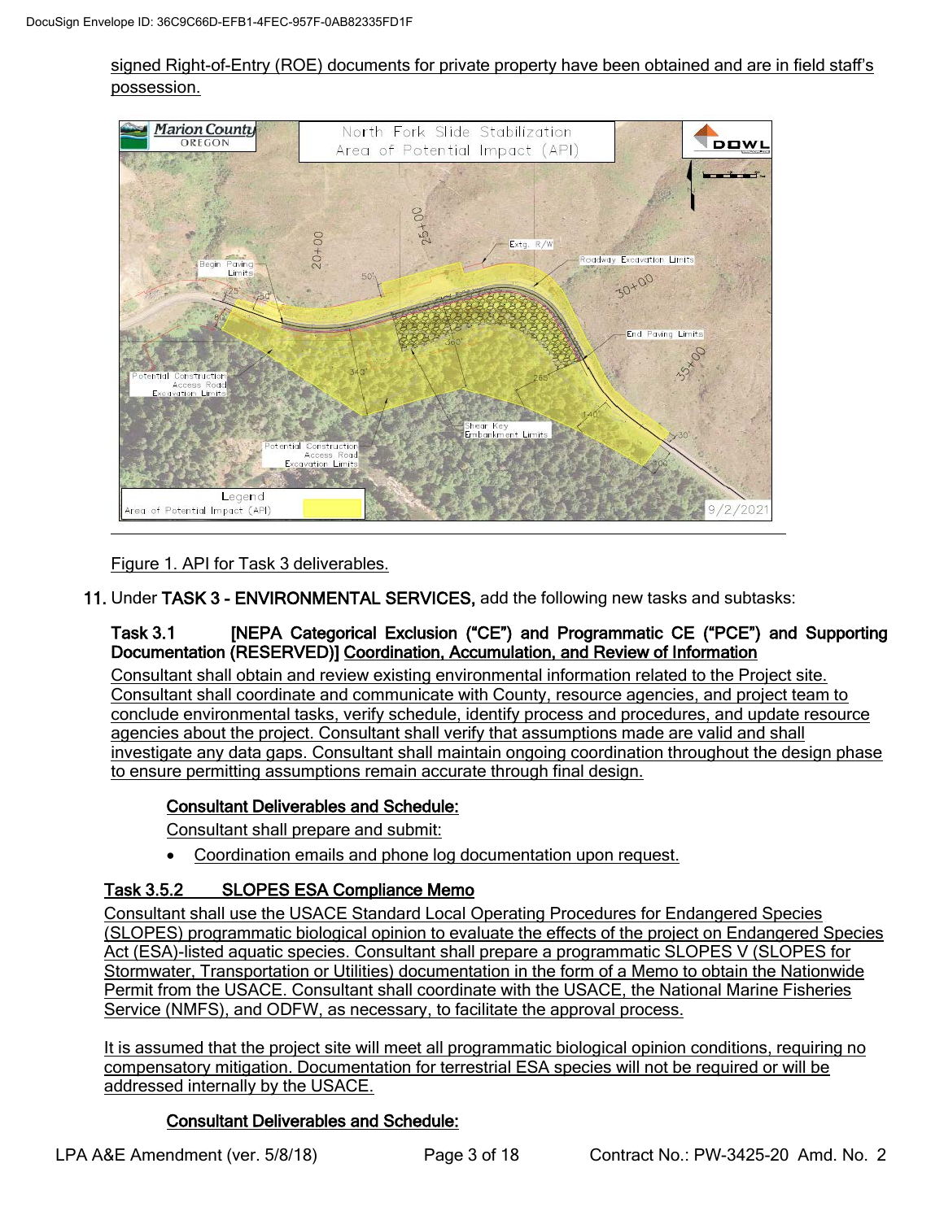signed Right-of-Entry (ROE) documents for private property have been obtained and are in field staff's possession.

Figure 1. API for Task 3 deliverables.

11. Under **TASK 3 - ENVIRONMENTAL SERVICES,** add the following new tasks and subtasks:

**Task 3.1 [NEPA Categorical Exclusion ("CE") and Programmatic CE ("PCE") and Supporting Documentation (RESERVED)] Coordination, Accumulation, and Review of Information**

Consultant shall obtain and review existing environmental information related to the Project site. Consultant shall coordinate and communicate with County, resource agencies, and project team to conclude environmental tasks, verify schedule, identify process and procedures, and update resource agencies about the project. Consultant shall verify that assumptions made are valid and shall investigate any data gaps. Consultant shall maintain ongoing coordination throughout the design phase to ensure permitting assumptions remain accurate through final design.

**Consultant Deliverables and Schedule:**

Consultant shall prepare and submit:

- Coordination emails and phone log documentation upon request.

**Task 3.5.2 SLOPES ESA Compliance Memo**

Consultant shall use the USACE Standard Local Operating Procedures for Endangered Species (SLOPES) programmatic biological opinion to evaluate the effects of the project on Endangered Species Act (ESA)-listed aquatic species. Consultant shall prepare a programmatic SLOPES V (SLOPES for Stormwater, Transportation or Utilities) documentation in the form of a Memo to obtain the Nationwide Permit from the USACE. Consultant shall coordinate with the USACE, the National Marine Fisheries Service (NMFS), and ODFW, as necessary, to facilitate the approval process.

It is assumed that the project site will meet all programmatic biological opinion conditions, requiring no compensatory mitigation. Documentation for terrestrial ESA species will not be required or will be addressed internally by the USACE.

**Consultant Deliverables and Schedule:**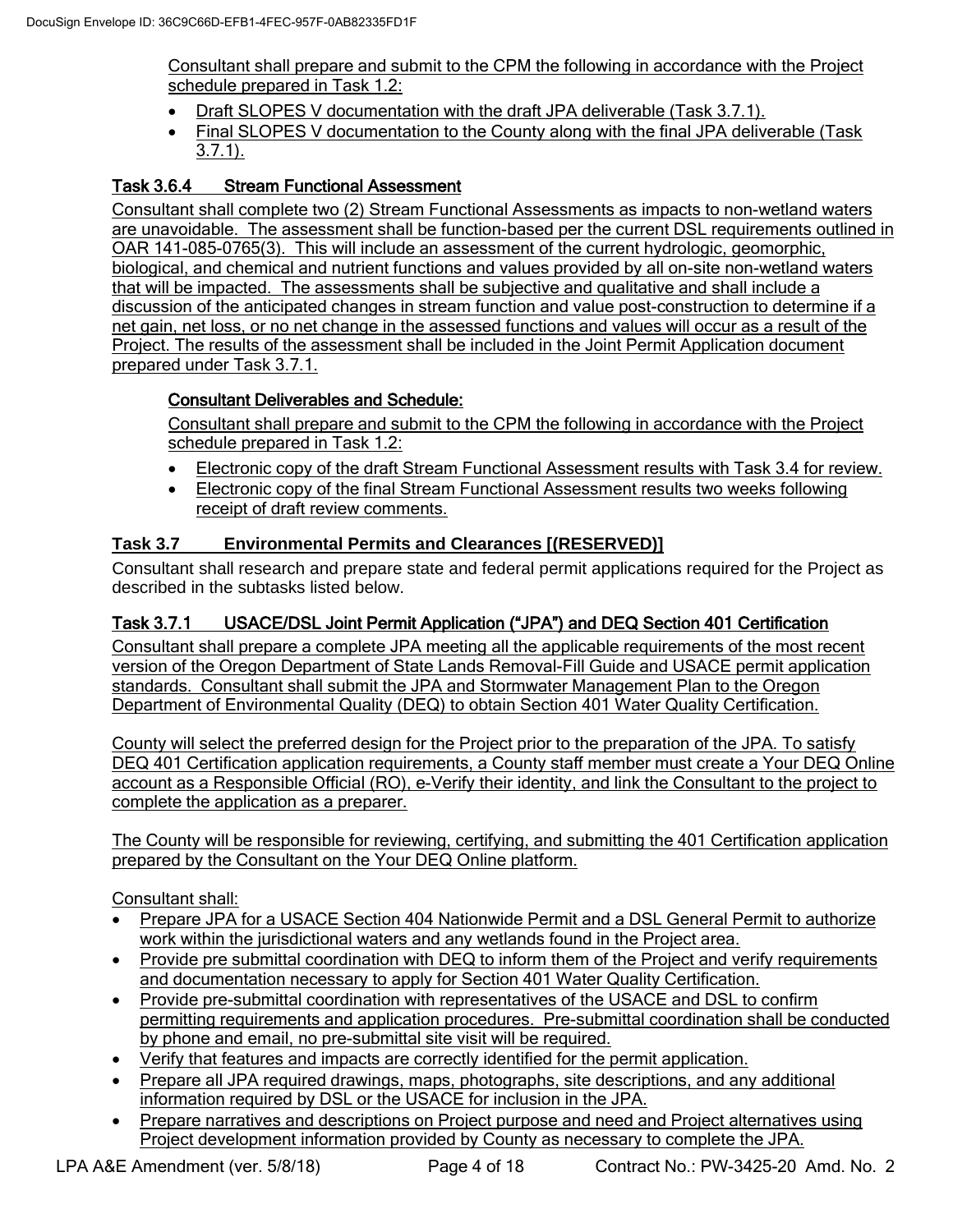Consultant shall prepare and submit to the CPM the following in accordance with the Project schedule prepared in Task 1.2:

- Draft SLOPES V documentation with the draft JPA deliverable (Task 3.7.1).
- Final SLOPES V documentation to the County along with the final JPA deliverable (Task 3.7.1).

### Task 3.6.4 Stream Functional Assessment

Consultant shall complete two (2) Stream Functional Assessments as impacts to non-wetland waters are unavoidable. The assessment shall be function-based per the current DSL requirements outlined in OAR 141-085-0765(3). This will include an assessment of the current hydrologic, geomorphic, biological, and chemical and nutrient functions and values provided by all on-site non-wetland waters that will be impacted. The assessments shall be subjective and qualitative and shall include a discussion of the anticipated changes in stream function and value post-construction to determine if a net gain, net loss, or no net change in the assessed functions and values will occur as a result of the Project. The results of the assessment shall be included in the Joint Permit Application document prepared under Task 3.7.1.

**Consultant Deliverables and Schedule:**

Consultant shall prepare and submit to the CPM the following in accordance with the Project schedule prepared in Task 1.2:

- Electronic copy of the draft Stream Functional Assessment results with Task 3.4 for review.
- Electronic copy of the final Stream Functional Assessment results two weeks following receipt of draft review comments.

### Task 3.7 Environmental Permits and Clearances [(RESERVED)]

Consultant shall research and prepare state and federal permit applications required for the Project as described in the subtasks listed below.

### Task 3.7.1 USACE/DSL Joint Permit Application ("JPA") and DEQ Section 401 Certification

Consultant shall prepare a complete JPA meeting all the applicable requirements of the most recent version of the Oregon Department of State Lands Removal-Fill Guide and USACE permit application standards. Consultant shall submit the JPA and Stormwater Management Plan to the Oregon Department of Environmental Quality (DEQ) to obtain Section 401 Water Quality Certification.

County will select the preferred design for the Project prior to the preparation of the JPA. To satisfy DEQ 401 Certification application requirements, a County staff member must create a Your DEQ Online account as a Responsible Official (RO), e-Verify their identity, and link the Consultant to the project to complete the application as a preparer.

The County will be responsible for reviewing, certifying, and submitting the 401 Certification application prepared by the Consultant on the Your DEQ Online platform.

Consultant shall:

- Prepare JPA for a USACE Section 404 Nationwide Permit and a DSL General Permit to authorize work within the jurisdictional waters and any wetlands found in the Project area.
- Provide pre submittal coordination with DEQ to inform them of the Project and verify requirements and documentation necessary to apply for Section 401 Water Quality Certification.
- Provide pre-submittal coordination with representatives of the USACE and DSL to confirm permitting requirements and application procedures. Pre-submittal coordination shall be conducted by phone and email, no pre-submittal site visit will be required.
- Verify that features and impacts are correctly identified for the permit application.
- Prepare all JPA required drawings, maps, photographs, site descriptions, and any additional information required by DSL or the USACE for inclusion in the JPA.
- Prepare narratives and descriptions on Project purpose and need and Project alternatives using Project development information provided by County as necessary to complete the JPA.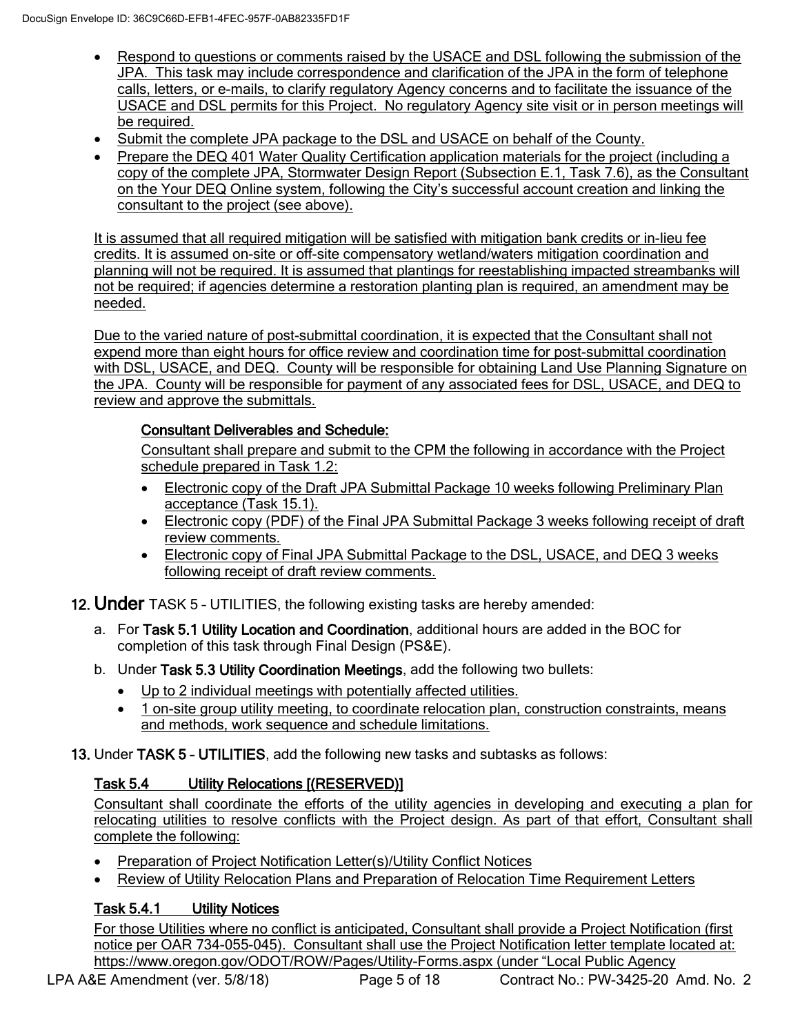- Respond to questions or comments raised by the USACE and DSL following the submission of the JPA. This task may include correspondence and clarification of the JPA in the form of telephone calls, letters, or e-mails, to clarify regulatory Agency concerns and to facilitate the issuance of the USACE and DSL permits for this Project. No regulatory Agency site visit or in person meetings will be required.
- Submit the complete JPA package to the DSL and USACE on behalf of the County.
- Prepare the DEQ 401 Water Quality Certification application materials for the project (including a copy of the complete JPA, Stormwater Design Report (Subsection E.1, Task 7.6), as the Consultant on the Your DEQ Online system, following the City's successful account creation and linking the consultant to the project (see above).

It is assumed that all required mitigation will be satisfied with mitigation bank credits or in-lieu fee credits. It is assumed on-site or off-site compensatory wetland/waters mitigation coordination and planning will not be required. It is assumed that plantings for reestablishing impacted streambanks will not be required; if agencies determine a restoration planting plan is required, an amendment may be needed.

Due to the varied nature of post-submittal coordination, it is expected that the Consultant shall not expend more than eight hours for office review and coordination time for post-submittal coordination with DSL, USACE, and DEQ. County will be responsible for obtaining Land Use Planning Signature on the JPA. County will be responsible for payment of any associated fees for DSL, USACE, and DEQ to review and approve the submittals.

**Consultant Deliverables and Schedule:**

Consultant shall prepare and submit to the CPM the following in accordance with the Project schedule prepared in Task 1.2:

- Electronic copy of the Draft JPA Submittal Package 10 weeks following Preliminary Plan acceptance (Task 15.1).
- Electronic copy (PDF) of the Final JPA Submittal Package 3 weeks following receipt of draft review comments.
- Electronic copy of Final JPA Submittal Package to the DSL, USACE, and DEQ 3 weeks following receipt of draft review comments.

**12. Under** TASK 5 – UTILITIES, the following existing tasks are hereby amended:

a. For **Task 5.1 Utility Location and Coordination**, additional hours are added in the BOC for completion of this task through Final Design (PS&E).

b. Under **Task 5.3 Utility Coordination Meetings**, add the following two bullets:

- Up to 2 individual meetings with potentially affected utilities.
- 1 on-site group utility meeting, to coordinate relocation plan, construction constraints, means and methods, work sequence and schedule limitations.

**13.** Under **TASK 5 – UTILITIES**, add the following new tasks and subtasks as follows:

**Task 5.4 Utility Relocations [(RESERVED)]**

Consultant shall coordinate the efforts of the utility agencies in developing and executing a plan for relocating utilities to resolve conflicts with the Project design. As part of that effort, Consultant shall complete the following:

- Preparation of Project Notification Letter(s)/Utility Conflict Notices
- Review of Utility Relocation Plans and Preparation of Relocation Time Requirement Letters

**Task 5.4.1 Utility Notices**

For those Utilities where no conflict is anticipated, Consultant shall provide a Project Notification (first notice per OAR 734-055-045). Consultant shall use the Project Notification letter template located at: https://www.oregon.gov/ODOT/ROW/Pages/Utility-Forms.aspx (under "Local Public Agency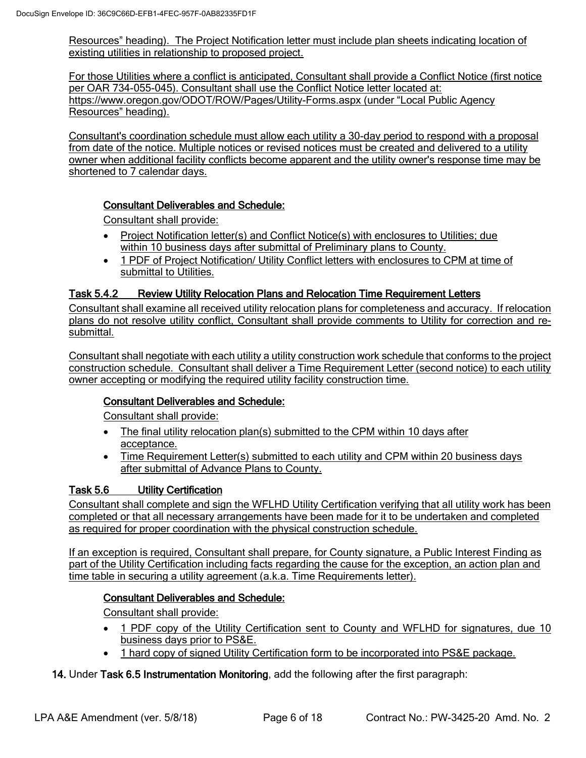Resources" heading). The Project Notification letter must include plan sheets indicating location of existing utilities in relationship to proposed project.

For those Utilities where a conflict is anticipated, Consultant shall provide a Conflict Notice (first notice per OAR 734-055-045). Consultant shall use the Conflict Notice letter located at: https://www.oregon.gov/ODOT/ROW/Pages/Utility-Forms.aspx (under "Local Public Agency Resources" heading).

Consultant's coordination schedule must allow each utility a 30-day period to respond with a proposal from date of the notice. Multiple notices or revised notices must be created and delivered to a utility owner when additional facility conflicts become apparent and the utility owner's response time may be shortened to 7 calendar days.

**Consultant Deliverables and Schedule:**

Consultant shall provide:

- Project Notification letter(s) and Conflict Notice(s) with enclosures to Utilities; due within 10 business days after submittal of Preliminary plans to County.
- 1 PDF of Project Notification/ Utility Conflict letters with enclosures to CPM at time of submittal to Utilities.

### Task 5.4.2 Review Utility Relocation Plans and Relocation Time Requirement Letters

Consultant shall examine all received utility relocation plans for completeness and accuracy. If relocation plans do not resolve utility conflict, Consultant shall provide comments to Utility for correction and re-submittal.

Consultant shall negotiate with each utility a utility construction work schedule that conforms to the project construction schedule. Consultant shall deliver a Time Requirement Letter (second notice) to each utility owner accepting or modifying the required utility facility construction time.

**Consultant Deliverables and Schedule:**

Consultant shall provide:

- The final utility relocation plan(s) submitted to the CPM within 10 days after acceptance.
- Time Requirement Letter(s) submitted to each utility and CPM within 20 business days after submittal of Advance Plans to County.

### Task 5.6 Utility Certification

Consultant shall complete and sign the WFLHD Utility Certification verifying that all utility work has been completed or that all necessary arrangements have been made for it to be undertaken and completed as required for proper coordination with the physical construction schedule.

If an exception is required, Consultant shall prepare, for County signature, a Public Interest Finding as part of the Utility Certification including facts regarding the cause for the exception, an action plan and time table in securing a utility agreement (a.k.a. Time Requirements letter).

**Consultant Deliverables and Schedule:**

Consultant shall provide:

- 1 PDF copy of the Utility Certification sent to County and WFLHD for signatures, due 10 business days prior to PS&E.
- 1 hard copy of signed Utility Certification form to be incorporated into PS&E package.

**14.** Under **Task 6.5 Instrumentation Monitoring**, add the following after the first paragraph: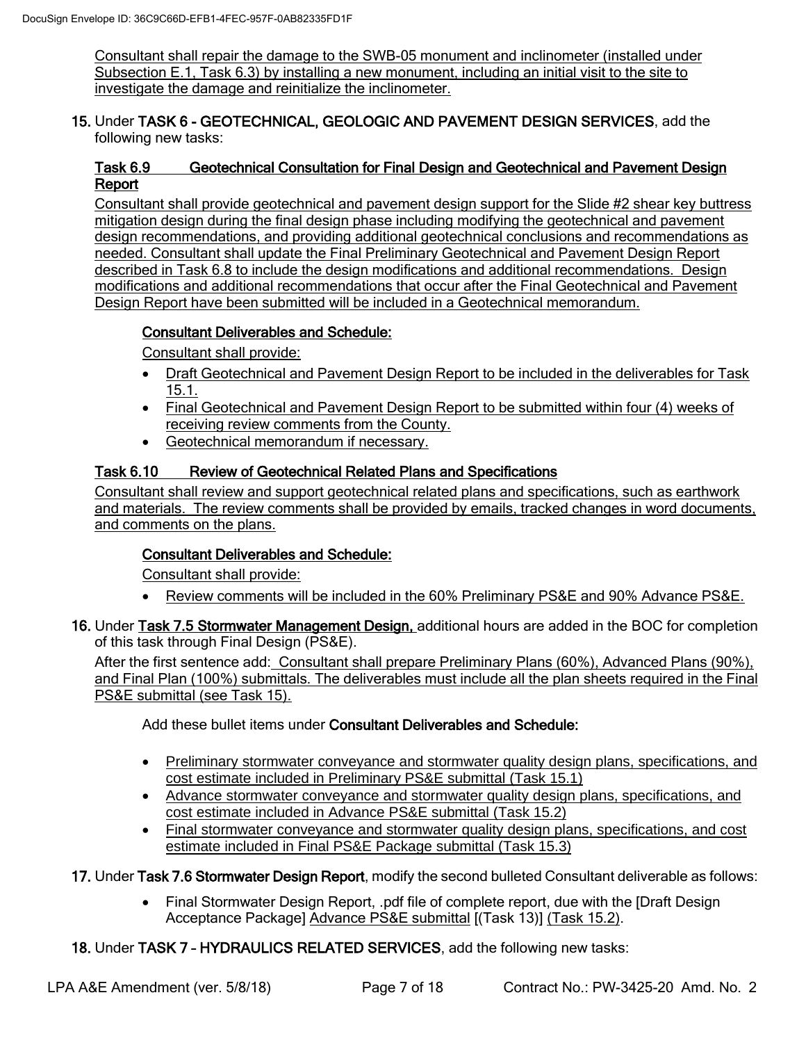Consultant shall repair the damage to the SWB-05 monument and inclinometer (installed under Subsection E.1, Task 6.3) by installing a new monument, including an initial visit to the site to investigate the damage and reinitialize the inclinometer.

15. Under **TASK 6 - GEOTECHNICAL, GEOLOGIC AND PAVEMENT DESIGN SERVICES**, add the following new tasks:

**Task 6.9 Geotechnical Consultation for Final Design and Geotechnical and Pavement Design Report**

Consultant shall provide geotechnical and pavement design support for the Slide #2 shear key buttress mitigation design during the final design phase including modifying the geotechnical and pavement design recommendations, and providing additional geotechnical conclusions and recommendations as needed. Consultant shall update the Final Preliminary Geotechnical and Pavement Design Report described in Task 6.8 to include the design modifications and additional recommendations. Design modifications and additional recommendations that occur after the Final Geotechnical and Pavement Design Report have been submitted will be included in a Geotechnical memorandum.

**Consultant Deliverables and Schedule:**

Consultant shall provide:

- Draft Geotechnical and Pavement Design Report to be included in the deliverables for Task 15.1.
- Final Geotechnical and Pavement Design Report to be submitted within four (4) weeks of receiving review comments from the County.
- Geotechnical memorandum if necessary.

**Task 6.10 Review of Geotechnical Related Plans and Specifications**

Consultant shall review and support geotechnical related plans and specifications, such as earthwork and materials. The review comments shall be provided by emails, tracked changes in word documents, and comments on the plans.

**Consultant Deliverables and Schedule:**

Consultant shall provide:

- Review comments will be included in the 60% Preliminary PS&E and 90% Advance PS&E.

16. Under **Task 7.5 Stormwater Management Design,** additional hours are added in the BOC for completion of this task through Final Design (PS&E).

After the first sentence add: Consultant shall prepare Preliminary Plans (60%), Advanced Plans (90%), and Final Plan (100%) submittals. The deliverables must include all the plan sheets required in the Final PS&E submittal (see Task 15).

Add these bullet items under **Consultant Deliverables and Schedule:**

- Preliminary stormwater conveyance and stormwater quality design plans, specifications, and cost estimate included in Preliminary PS&E submittal (Task 15.1)
- Advance stormwater conveyance and stormwater quality design plans, specifications, and cost estimate included in Advance PS&E submittal (Task 15.2)
- Final stormwater conveyance and stormwater quality design plans, specifications, and cost estimate included in Final PS&E Package submittal (Task 15.3)

17. Under **Task 7.6 Stormwater Design Report**, modify the second bulleted Consultant deliverable as follows:

- Final Stormwater Design Report, .pdf file of complete report, due with the [Draft Design Acceptance Package] Advance PS&E submittal [(Task 13)] (Task 15.2).

18. Under **TASK 7 – HYDRAULICS RELATED SERVICES**, add the following new tasks: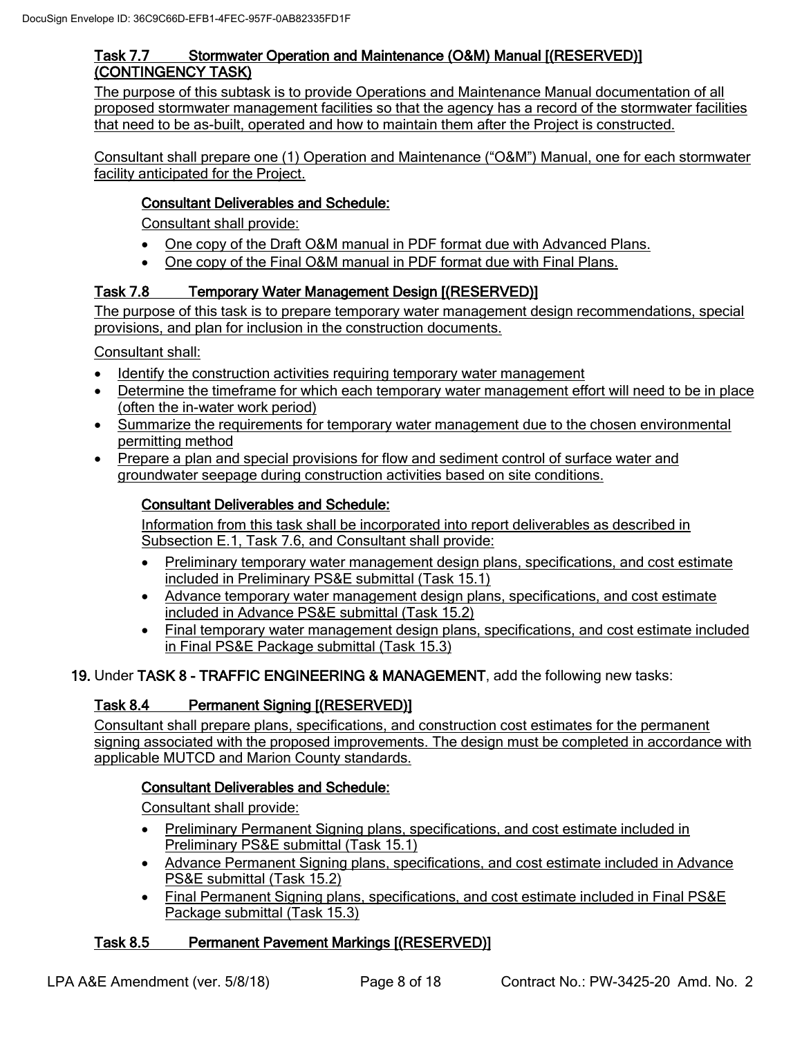### Task 7.7 Stormwater Operation and Maintenance (O&M) Manual [(RESERVED)] (CONTINGENCY TASK)

The purpose of this subtask is to provide Operations and Maintenance Manual documentation of all proposed stormwater management facilities so that the agency has a record of the stormwater facilities that need to be as-built, operated and how to maintain them after the Project is constructed.

Consultant shall prepare one (1) Operation and Maintenance ("O&M") Manual, one for each stormwater facility anticipated for the Project.

**Consultant Deliverables and Schedule:**

Consultant shall provide:

- One copy of the Draft O&M manual in PDF format due with Advanced Plans.
- One copy of the Final O&M manual in PDF format due with Final Plans.

### Task 7.8 Temporary Water Management Design [(RESERVED)]

The purpose of this task is to prepare temporary water management design recommendations, special provisions, and plan for inclusion in the construction documents.

Consultant shall:

- Identify the construction activities requiring temporary water management
- Determine the timeframe for which each temporary water management effort will need to be in place (often the in-water work period)
- Summarize the requirements for temporary water management due to the chosen environmental permitting method
- Prepare a plan and special provisions for flow and sediment control of surface water and groundwater seepage during construction activities based on site conditions.

**Consultant Deliverables and Schedule:**

Information from this task shall be incorporated into report deliverables as described in Subsection E.1, Task 7.6, and Consultant shall provide:

- Preliminary temporary water management design plans, specifications, and cost estimate included in Preliminary PS&E submittal (Task 15.1)
- Advance temporary water management design plans, specifications, and cost estimate included in Advance PS&E submittal (Task 15.2)
- Final temporary water management design plans, specifications, and cost estimate included in Final PS&E Package submittal (Task 15.3)

**19.** Under **TASK 8 - TRAFFIC ENGINEERING & MANAGEMENT**, add the following new tasks:

### Task 8.4 Permanent Signing [(RESERVED)]

Consultant shall prepare plans, specifications, and construction cost estimates for the permanent signing associated with the proposed improvements. The design must be completed in accordance with applicable MUTCD and Marion County standards.

**Consultant Deliverables and Schedule:**

Consultant shall provide:

- Preliminary Permanent Signing plans, specifications, and cost estimate included in Preliminary PS&E submittal (Task 15.1)
- Advance Permanent Signing plans, specifications, and cost estimate included in Advance PS&E submittal (Task 15.2)
- Final Permanent Signing plans, specifications, and cost estimate included in Final PS&E Package submittal (Task 15.3)

### Task 8.5 Permanent Pavement Markings [(RESERVED)]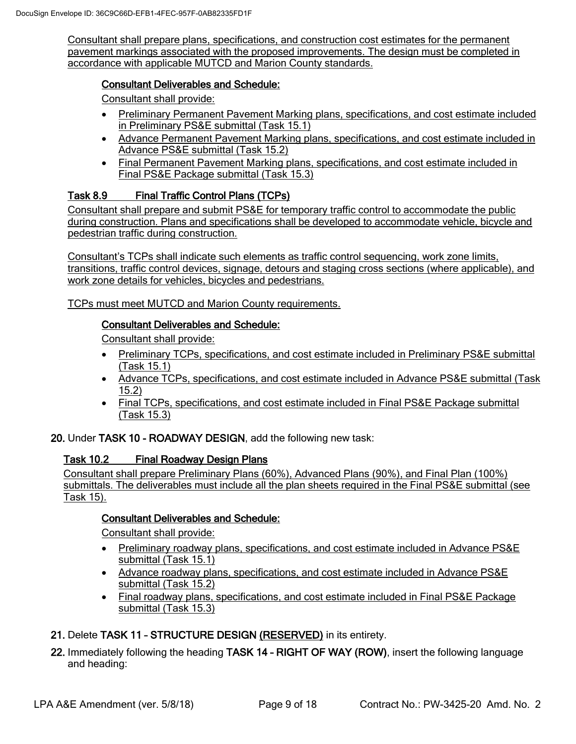Consultant shall prepare plans, specifications, and construction cost estimates for the permanent pavement markings associated with the proposed improvements. The design must be completed in accordance with applicable MUTCD and Marion County standards.

**Consultant Deliverables and Schedule:**

Consultant shall provide:

- Preliminary Permanent Pavement Marking plans, specifications, and cost estimate included in Preliminary PS&E submittal (Task 15.1)
- Advance Permanent Pavement Marking plans, specifications, and cost estimate included in Advance PS&E submittal (Task 15.2)
- Final Permanent Pavement Marking plans, specifications, and cost estimate included in Final PS&E Package submittal (Task 15.3)

**Task 8.9 Final Traffic Control Plans (TCPs)**

Consultant shall prepare and submit PS&E for temporary traffic control to accommodate the public during construction. Plans and specifications shall be developed to accommodate vehicle, bicycle and pedestrian traffic during construction.

Consultant's TCPs shall indicate such elements as traffic control sequencing, work zone limits, transitions, traffic control devices, signage, detours and staging cross sections (where applicable), and work zone details for vehicles, bicycles and pedestrians.

TCPs must meet MUTCD and Marion County requirements.

**Consultant Deliverables and Schedule:**

Consultant shall provide:

- Preliminary TCPs, specifications, and cost estimate included in Preliminary PS&E submittal (Task 15.1)
- Advance TCPs, specifications, and cost estimate included in Advance PS&E submittal (Task 15.2)
- Final TCPs, specifications, and cost estimate included in Final PS&E Package submittal (Task 15.3)

**20.** Under **TASK 10 - ROADWAY DESIGN**, add the following new task:

**Task 10.2 Final Roadway Design Plans**

Consultant shall prepare Preliminary Plans (60%), Advanced Plans (90%), and Final Plan (100%) submittals. The deliverables must include all the plan sheets required in the Final PS&E submittal (see Task 15).

**Consultant Deliverables and Schedule:**

Consultant shall provide:

- Preliminary roadway plans, specifications, and cost estimate included in Advance PS&E submittal (Task 15.1)
- Advance roadway plans, specifications, and cost estimate included in Advance PS&E submittal (Task 15.2)
- Final roadway plans, specifications, and cost estimate included in Final PS&E Package submittal (Task 15.3)

**21.** Delete **TASK 11 – STRUCTURE DESIGN (RESERVED)** in its entirety.

**22.** Immediately following the heading **TASK 14 – RIGHT OF WAY (ROW)**, insert the following language and heading: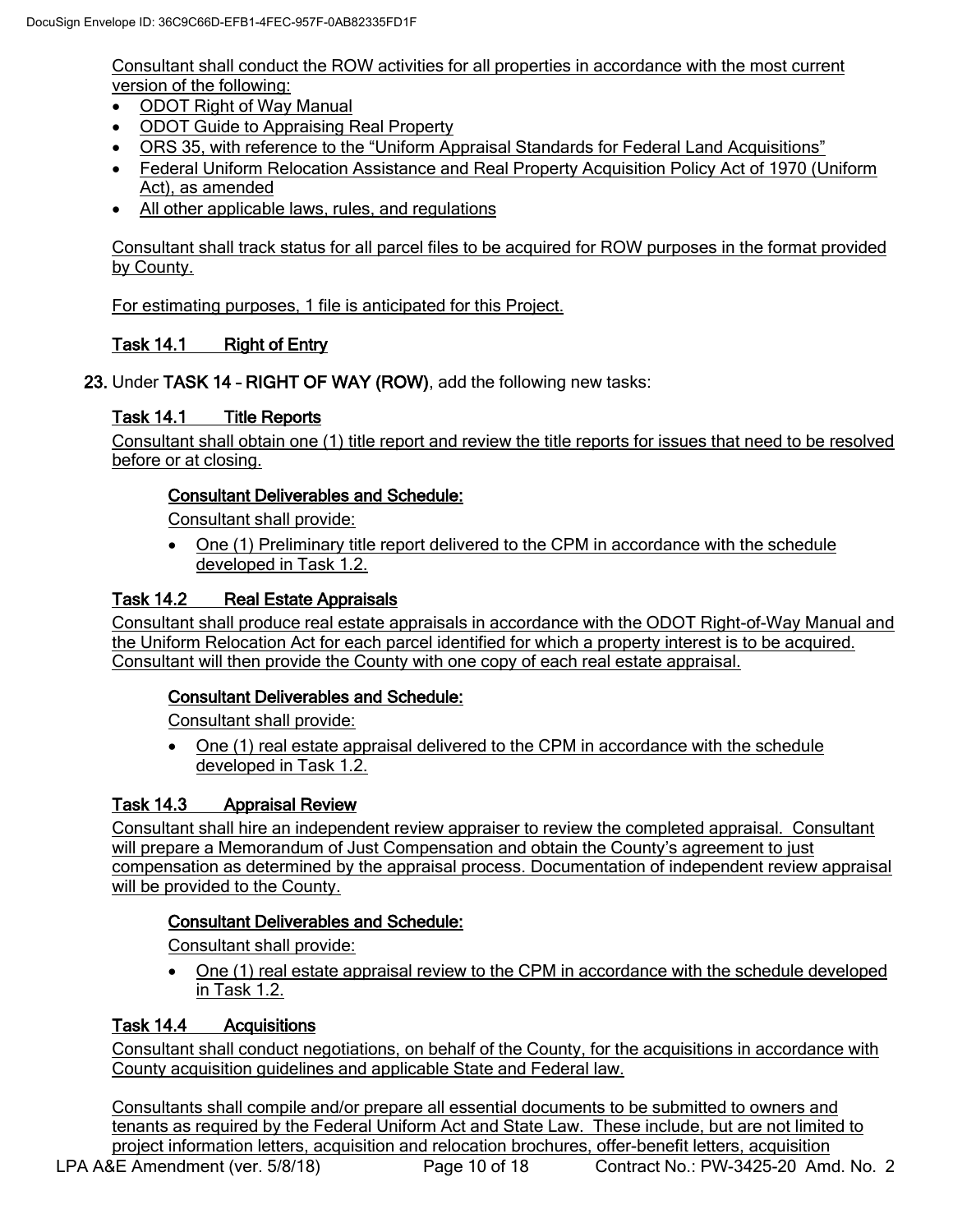Consultant shall conduct the ROW activities for all properties in accordance with the most current version of the following:

- ODOT Right of Way Manual
- ODOT Guide to Appraising Real Property
- ORS 35, with reference to the "Uniform Appraisal Standards for Federal Land Acquisitions"
- Federal Uniform Relocation Assistance and Real Property Acquisition Policy Act of 1970 (Uniform Act), as amended
- All other applicable laws, rules, and regulations

Consultant shall track status for all parcel files to be acquired for ROW purposes in the format provided by County.

For estimating purposes, 1 file is anticipated for this Project.

**Task 14.1 Right of Entry**

**23.** Under **TASK 14 – RIGHT OF WAY (ROW)**, add the following new tasks:

**Task 14.1 Title Reports**

Consultant shall obtain one (1) title report and review the title reports for issues that need to be resolved before or at closing.

**Consultant Deliverables and Schedule:**

Consultant shall provide:

- One (1) Preliminary title report delivered to the CPM in accordance with the schedule developed in Task 1.2.

**Task 14.2 Real Estate Appraisals**

Consultant shall produce real estate appraisals in accordance with the ODOT Right-of-Way Manual and the Uniform Relocation Act for each parcel identified for which a property interest is to be acquired. Consultant will then provide the County with one copy of each real estate appraisal.

**Consultant Deliverables and Schedule:**

Consultant shall provide:

- One (1) real estate appraisal delivered to the CPM in accordance with the schedule developed in Task 1.2.

**Task 14.3 Appraisal Review**

Consultant shall hire an independent review appraiser to review the completed appraisal. Consultant will prepare a Memorandum of Just Compensation and obtain the County's agreement to just compensation as determined by the appraisal process. Documentation of independent review appraisal will be provided to the County.

**Consultant Deliverables and Schedule:**

Consultant shall provide:

- One (1) real estate appraisal review to the CPM in accordance with the schedule developed in Task 1.2.

**Task 14.4 Acquisitions**

Consultant shall conduct negotiations, on behalf of the County, for the acquisitions in accordance with County acquisition guidelines and applicable State and Federal law.

Consultants shall compile and/or prepare all essential documents to be submitted to owners and tenants as required by the Federal Uniform Act and State Law. These include, but are not limited to project information letters, acquisition and relocation brochures, offer-benefit letters, acquisition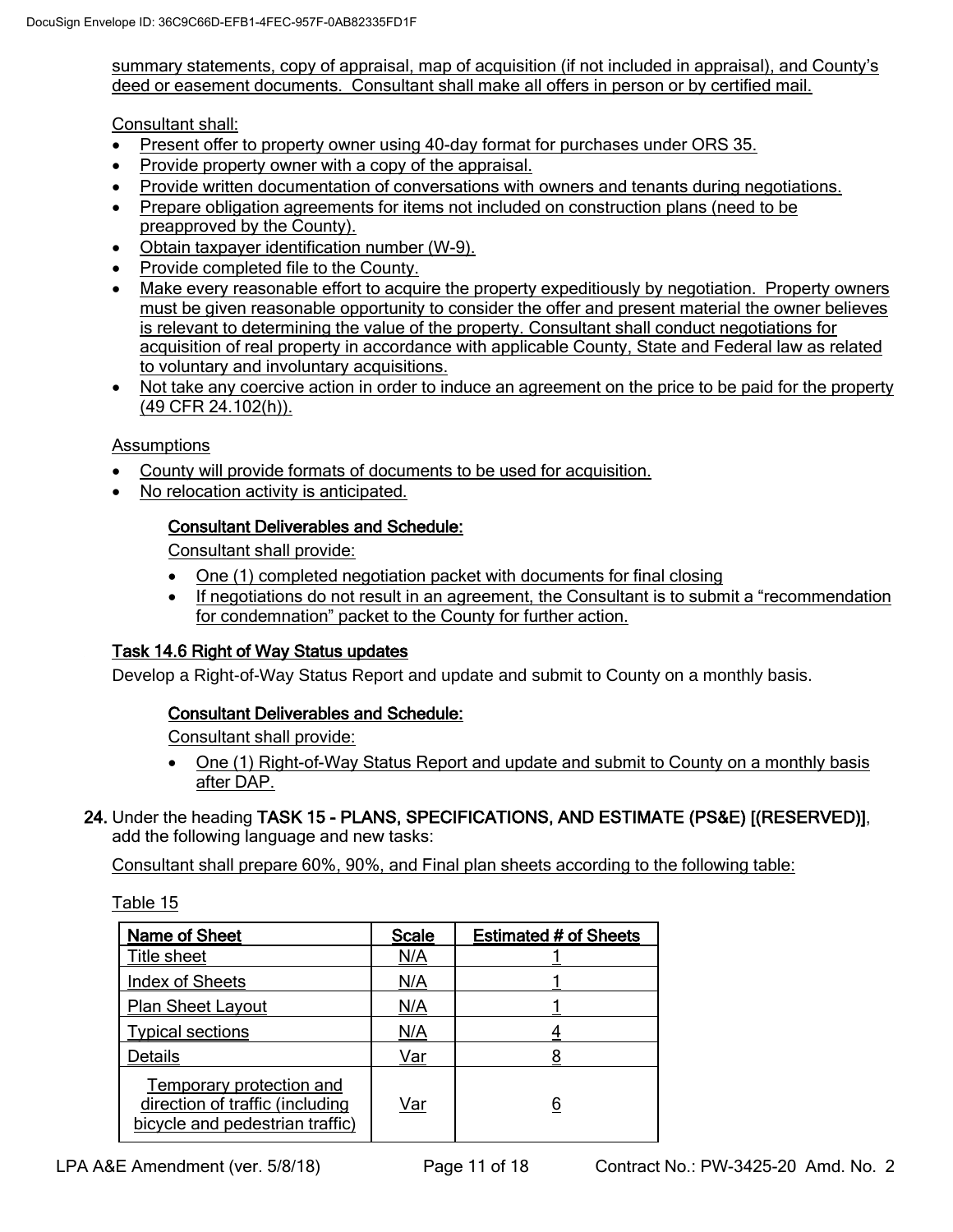summary statements, copy of appraisal, map of acquisition (if not included in appraisal), and County's deed or easement documents. Consultant shall make all offers in person or by certified mail.

Consultant shall:

- Present offer to property owner using 40-day format for purchases under ORS 35.
- Provide property owner with a copy of the appraisal.
- Provide written documentation of conversations with owners and tenants during negotiations.
- Prepare obligation agreements for items not included on construction plans (need to be preapproved by the County).
- Obtain taxpayer identification number (W-9).
- Provide completed file to the County.
- Make every reasonable effort to acquire the property expeditiously by negotiation. Property owners must be given reasonable opportunity to consider the offer and present material the owner believes is relevant to determining the value of the property. Consultant shall conduct negotiations for acquisition of real property in accordance with applicable County, State and Federal law as related to voluntary and involuntary acquisitions.
- Not take any coercive action in order to induce an agreement on the price to be paid for the property (49 CFR 24.102(h)).

Assumptions

- County will provide formats of documents to be used for acquisition.
- No relocation activity is anticipated.

**Consultant Deliverables and Schedule:**

Consultant shall provide:

- One (1) completed negotiation packet with documents for final closing
- If negotiations do not result in an agreement, the Consultant is to submit a "recommendation for condemnation" packet to the County for further action.

**Task 14.6 Right of Way Status updates**

Develop a Right-of-Way Status Report and update and submit to County on a monthly basis.

**Consultant Deliverables and Schedule:**

Consultant shall provide:

- One (1) Right-of-Way Status Report and update and submit to County on a monthly basis after DAP.

**24.** Under the heading **TASK 15 - PLANS, SPECIFICATIONS, AND ESTIMATE (PS&E) [(RESERVED)]**, add the following language and new tasks:

Consultant shall prepare 60%, 90%, and Final plan sheets according to the following table:

Table 15

| Name of Sheet | Scale | Estimated # of Sheets |
|---|---|---|
| Title sheet | N/A | 1 |
| Index of Sheets | N/A | 1 |
| Plan Sheet Layout | N/A | 1 |
| Typical sections | N/A | 4 |
| Details | Var | 8 |
| Temporary protection and direction of traffic (including bicycle and pedestrian traffic) | Var | 6 |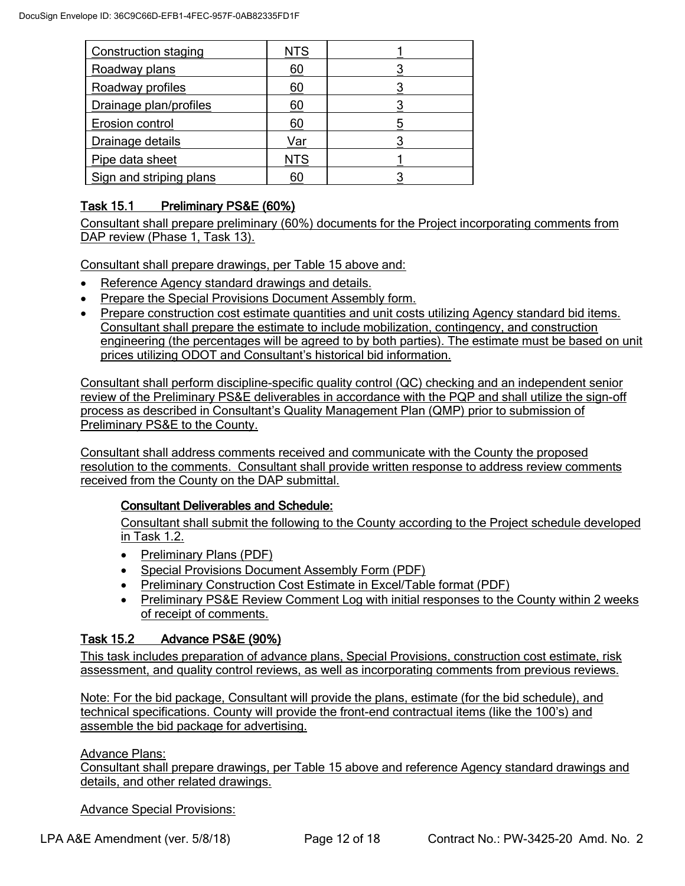| Construction staging | NTS | 1 |
|---|---|---|
| Roadway plans | 60 | 3 |
| Roadway profiles | 60 | 3 |
| Drainage plan/profiles | 60 | 3 |
| Erosion control | 60 | 5 |
| Drainage details | Var | 3 |
| Pipe data sheet | NTS | 1 |
| Sign and striping plans | 60 | 3 |

### Task 15.1 Preliminary PS&E (60%)

Consultant shall prepare preliminary (60%) documents for the Project incorporating comments from DAP review (Phase 1, Task 13).

Consultant shall prepare drawings, per Table 15 above and:

- Reference Agency standard drawings and details.
- Prepare the Special Provisions Document Assembly form.
- Prepare construction cost estimate quantities and unit costs utilizing Agency standard bid items. Consultant shall prepare the estimate to include mobilization, contingency, and construction engineering (the percentages will be agreed to by both parties). The estimate must be based on unit prices utilizing ODOT and Consultant's historical bid information.

Consultant shall perform discipline-specific quality control (QC) checking and an independent senior review of the Preliminary PS&E deliverables in accordance with the PQP and shall utilize the sign-off process as described in Consultant's Quality Management Plan (QMP) prior to submission of Preliminary PS&E to the County.

Consultant shall address comments received and communicate with the County the proposed resolution to the comments. Consultant shall provide written response to address review comments received from the County on the DAP submittal.

**Consultant Deliverables and Schedule:**

Consultant shall submit the following to the County according to the Project schedule developed in Task 1.2.

- Preliminary Plans (PDF)
- Special Provisions Document Assembly Form (PDF)
- Preliminary Construction Cost Estimate in Excel/Table format (PDF)
- Preliminary PS&E Review Comment Log with initial responses to the County within 2 weeks of receipt of comments.

### Task 15.2 Advance PS&E (90%)

This task includes preparation of advance plans, Special Provisions, construction cost estimate, risk assessment, and quality control reviews, as well as incorporating comments from previous reviews.

Note: For the bid package, Consultant will provide the plans, estimate (for the bid schedule), and technical specifications. County will provide the front-end contractual items (like the 100's) and assemble the bid package for advertising.

Advance Plans:
Consultant shall prepare drawings, per Table 15 above and reference Agency standard drawings and details, and other related drawings.

Advance Special Provisions: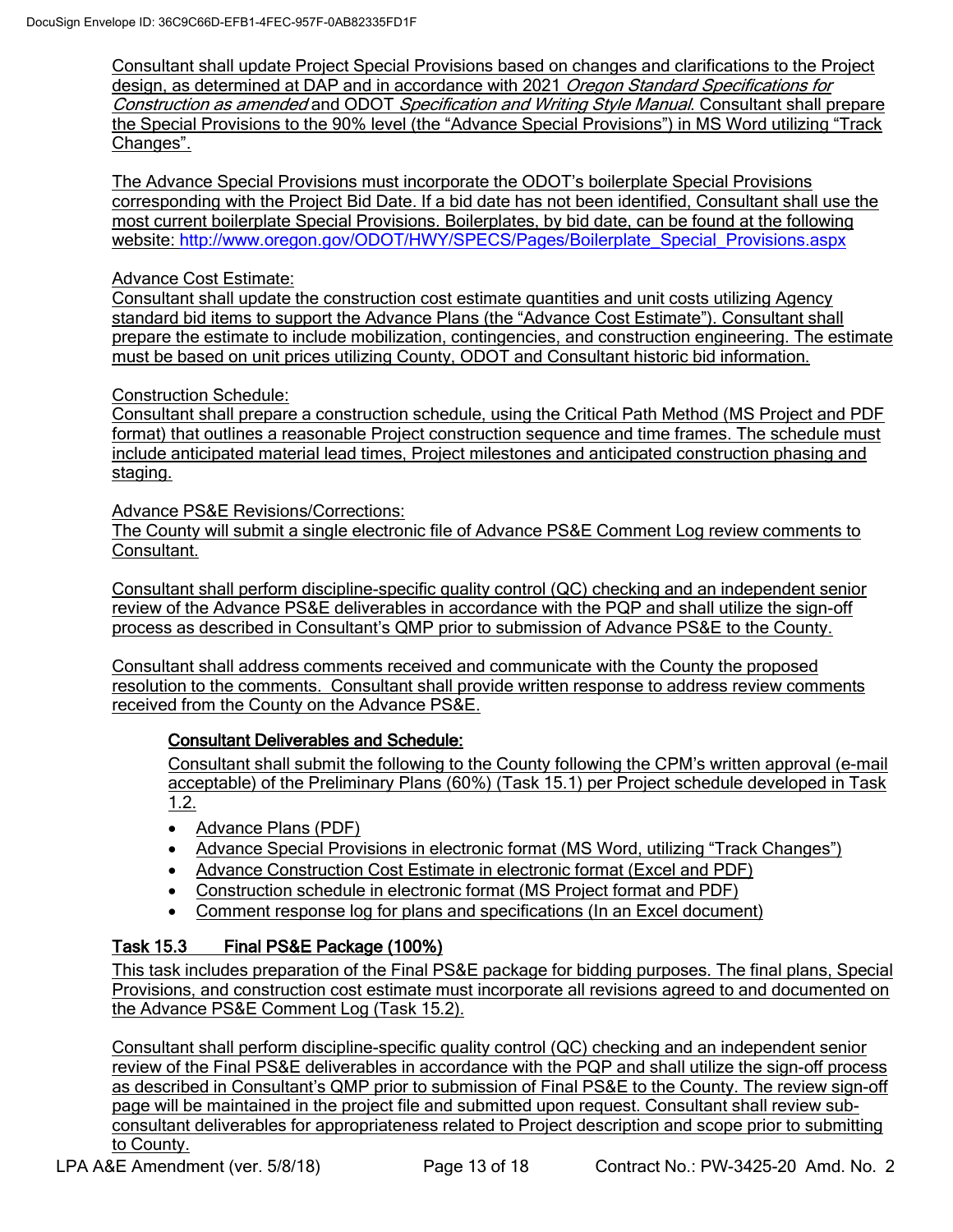Consultant shall update Project Special Provisions based on changes and clarifications to the Project design, as determined at DAP and in accordance with 2021 *Oregon Standard Specifications for Construction as amended* and ODOT *Specification and Writing Style Manual*. Consultant shall prepare the Special Provisions to the 90% level (the "Advance Special Provisions") in MS Word utilizing "Track Changes".

The Advance Special Provisions must incorporate the ODOT's boilerplate Special Provisions corresponding with the Project Bid Date. If a bid date has not been identified, Consultant shall use the most current boilerplate Special Provisions. Boilerplates, by bid date, can be found at the following website: http://www.oregon.gov/ODOT/HWY/SPECS/Pages/Boilerplate_Special_Provisions.aspx

Advance Cost Estimate:
Consultant shall update the construction cost estimate quantities and unit costs utilizing Agency standard bid items to support the Advance Plans (the "Advance Cost Estimate"). Consultant shall prepare the estimate to include mobilization, contingencies, and construction engineering. The estimate must be based on unit prices utilizing County, ODOT and Consultant historic bid information.

Construction Schedule:
Consultant shall prepare a construction schedule, using the Critical Path Method (MS Project and PDF format) that outlines a reasonable Project construction sequence and time frames. The schedule must include anticipated material lead times, Project milestones and anticipated construction phasing and staging.

Advance PS&E Revisions/Corrections:
The County will submit a single electronic file of Advance PS&E Comment Log review comments to Consultant.

Consultant shall perform discipline-specific quality control (QC) checking and an independent senior review of the Advance PS&E deliverables in accordance with the PQP and shall utilize the sign-off process as described in Consultant's QMP prior to submission of Advance PS&E to the County.

Consultant shall address comments received and communicate with the County the proposed resolution to the comments. Consultant shall provide written response to address review comments received from the County on the Advance PS&E.

**Consultant Deliverables and Schedule:**

Consultant shall submit the following to the County following the CPM's written approval (e-mail acceptable) of the Preliminary Plans (60%) (Task 15.1) per Project schedule developed in Task 1.2.

- Advance Plans (PDF)
- Advance Special Provisions in electronic format (MS Word, utilizing "Track Changes")
- Advance Construction Cost Estimate in electronic format (Excel and PDF)
- Construction schedule in electronic format (MS Project format and PDF)
- Comment response log for plans and specifications (In an Excel document)

### Task 15.3 Final PS&E Package (100%)

This task includes preparation of the Final PS&E package for bidding purposes. The final plans, Special Provisions, and construction cost estimate must incorporate all revisions agreed to and documented on the Advance PS&E Comment Log (Task 15.2).

Consultant shall perform discipline-specific quality control (QC) checking and an independent senior review of the Final PS&E deliverables in accordance with the PQP and shall utilize the sign-off process as described in Consultant's QMP prior to submission of Final PS&E to the County. The review sign-off page will be maintained in the project file and submitted upon request. Consultant shall review sub-consultant deliverables for appropriateness related to Project description and scope prior to submitting to County.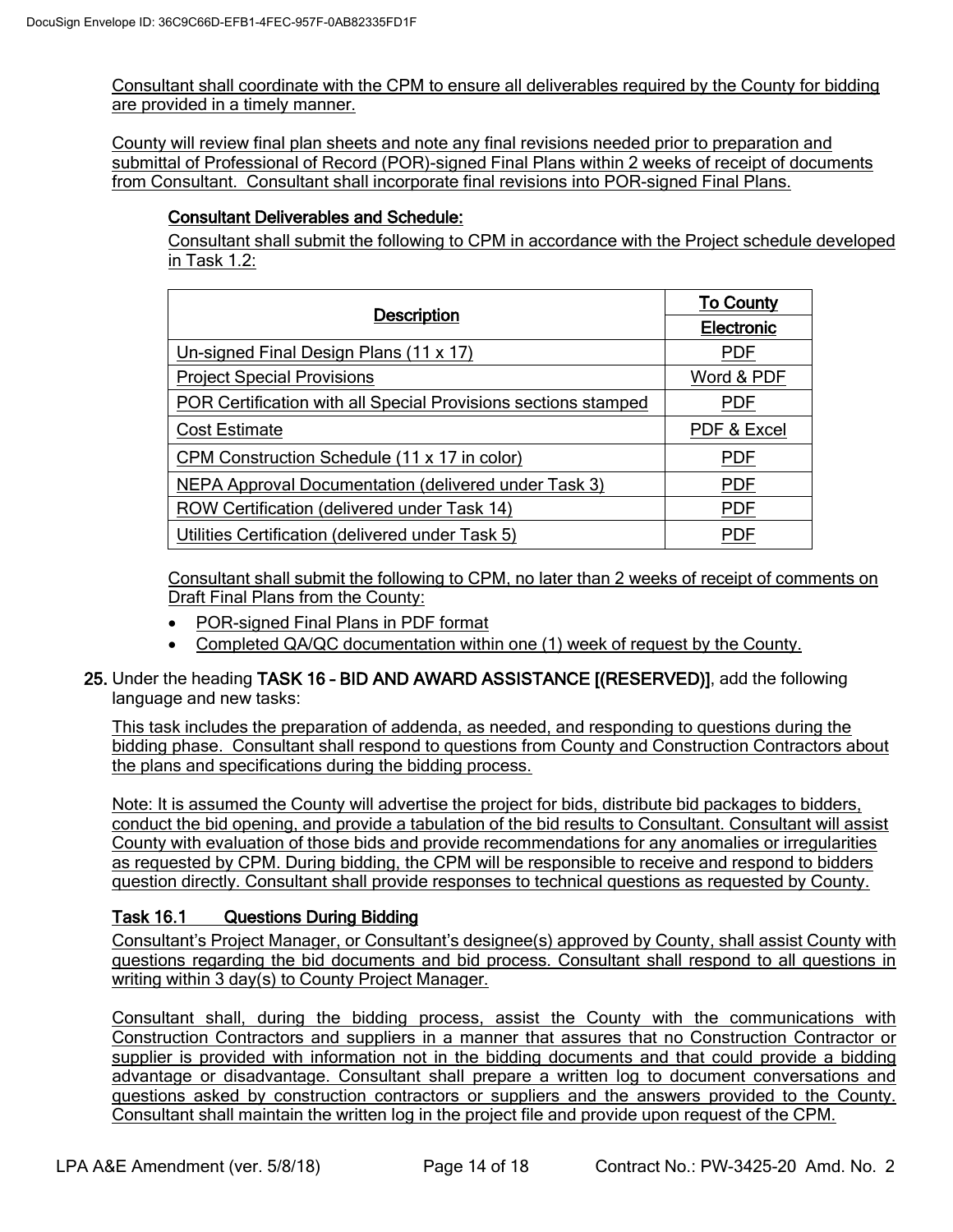Consultant shall coordinate with the CPM to ensure all deliverables required by the County for bidding are provided in a timely manner.

County will review final plan sheets and note any final revisions needed prior to preparation and submittal of Professional of Record (POR)-signed Final Plans within 2 weeks of receipt of documents from Consultant. Consultant shall incorporate final revisions into POR-signed Final Plans.

**Consultant Deliverables and Schedule:**

Consultant shall submit the following to CPM in accordance with the Project schedule developed in Task 1.2:

| Description | To County |
|---|---|
| | Electronic |
| Un-signed Final Design Plans (11 x 17) | PDF |
| Project Special Provisions | Word & PDF |
| POR Certification with all Special Provisions sections stamped | PDF |
| Cost Estimate | PDF & Excel |
| CPM Construction Schedule (11 x 17 in color) | PDF |
| NEPA Approval Documentation (delivered under Task 3) | PDF |
| ROW Certification (delivered under Task 14) | PDF |
| Utilities Certification (delivered under Task 5) | PDF |

Consultant shall submit the following to CPM, no later than 2 weeks of receipt of comments on Draft Final Plans from the County:

- POR-signed Final Plans in PDF format
- Completed QA/QC documentation within one (1) week of request by the County.

**25.** Under the heading **TASK 16 – BID AND AWARD ASSISTANCE [(RESERVED)]**, add the following language and new tasks:

This task includes the preparation of addenda, as needed, and responding to questions during the bidding phase. Consultant shall respond to questions from County and Construction Contractors about the plans and specifications during the bidding process.

Note: It is assumed the County will advertise the project for bids, distribute bid packages to bidders, conduct the bid opening, and provide a tabulation of the bid results to Consultant. Consultant will assist County with evaluation of those bids and provide recommendations for any anomalies or irregularities as requested by CPM. During bidding, the CPM will be responsible to receive and respond to bidders question directly. Consultant shall provide responses to technical questions as requested by County.

**Task 16.1 Questions During Bidding**

Consultant's Project Manager, or Consultant's designee(s) approved by County, shall assist County with questions regarding the bid documents and bid process. Consultant shall respond to all questions in writing within 3 day(s) to County Project Manager.

Consultant shall, during the bidding process, assist the County with the communications with Construction Contractors and suppliers in a manner that assures that no Construction Contractor or supplier is provided with information not in the bidding documents and that could provide a bidding advantage or disadvantage. Consultant shall prepare a written log to document conversations and questions asked by construction contractors or suppliers and the answers provided to the County. Consultant shall maintain the written log in the project file and provide upon request of the CPM.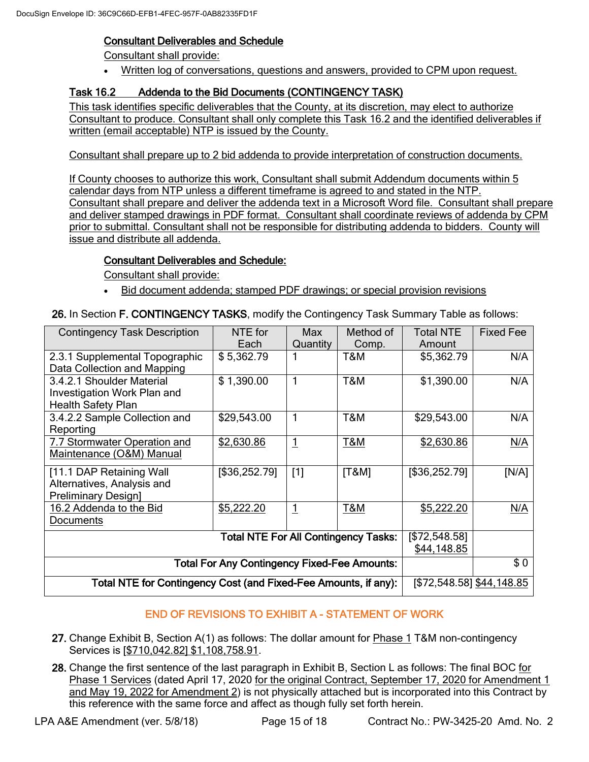**Consultant Deliverables and Schedule**

Consultant shall provide:

- Written log of conversations, questions and answers, provided to CPM upon request.

**Task 16.2 Addenda to the Bid Documents (CONTINGENCY TASK)**

This task identifies specific deliverables that the County, at its discretion, may elect to authorize Consultant to produce. Consultant shall only complete this Task 16.2 and the identified deliverables if written (email acceptable) NTP is issued by the County.

Consultant shall prepare up to 2 bid addenda to provide interpretation of construction documents.

If County chooses to authorize this work, Consultant shall submit Addendum documents within 5 calendar days from NTP unless a different timeframe is agreed to and stated in the NTP. Consultant shall prepare and deliver the addenda text in a Microsoft Word file. Consultant shall prepare and deliver stamped drawings in PDF format. Consultant shall coordinate reviews of addenda by CPM prior to submittal. Consultant shall not be responsible for distributing addenda to bidders. County will issue and distribute all addenda.

**Consultant Deliverables and Schedule:**

Consultant shall provide:

- Bid document addenda; stamped PDF drawings; or special provision revisions

**26.** In Section **F. CONTINGENCY TASKS**, modify the Contingency Task Summary Table as follows:

| Contingency Task Description | NTE for Each | Max Quantity | Method of Comp. | Total NTE Amount | Fixed Fee |
|---|---|---|---|---|---|
| 2.3.1 Supplemental Topographic Data Collection and Mapping | $ 5,362.79 | 1 | T&M | $5,362.79 | N/A |
| 3.4.2.1 Shoulder Material Investigation Work Plan and Health Safety Plan | $ 1,390.00 | 1 | T&M | $1,390.00 | N/A |
| 3.4.2.2 Sample Collection and Reporting | $29,543.00 | 1 | T&M | $29,543.00 | N/A |
| 7.7 Stormwater Operation and Maintenance (O&M) Manual | $2,630.86 | 1 | T&M | $2,630.86 | N/A |
| [11.1 DAP Retaining Wall Alternatives, Analysis and Preliminary Design] | [$36,252.79] | [1] | [T&M] | [$36,252.79] | [N/A] |
| 16.2 Addenda to the Bid Documents | $5,222.20 | 1 | T&M | $5,222.20 | N/A |
| **Total NTE For All Contingency Tasks:** | | | | [$72,548.58] $44,148.85 | |
| **Total For Any Contingency Fixed-Fee Amounts:** | | | | | $ 0 |
| **Total NTE for Contingency Cost (and Fixed-Fee Amounts, if any):** | | | | [$72,548.58] $44,148.85 | |

END OF REVISIONS TO EXHIBIT A - STATEMENT OF WORK

**27.** Change Exhibit B, Section A(1) as follows: The dollar amount for Phase 1 T&M non-contingency Services is [$710,042.82] $1,108,758.91.

**28.** Change the first sentence of the last paragraph in Exhibit B, Section L as follows: The final BOC for Phase 1 Services (dated April 17, 2020 for the original Contract, September 17, 2020 for Amendment 1 and May 19, 2022 for Amendment 2) is not physically attached but is incorporated into this Contract by this reference with the same force and affect as though fully set forth herein.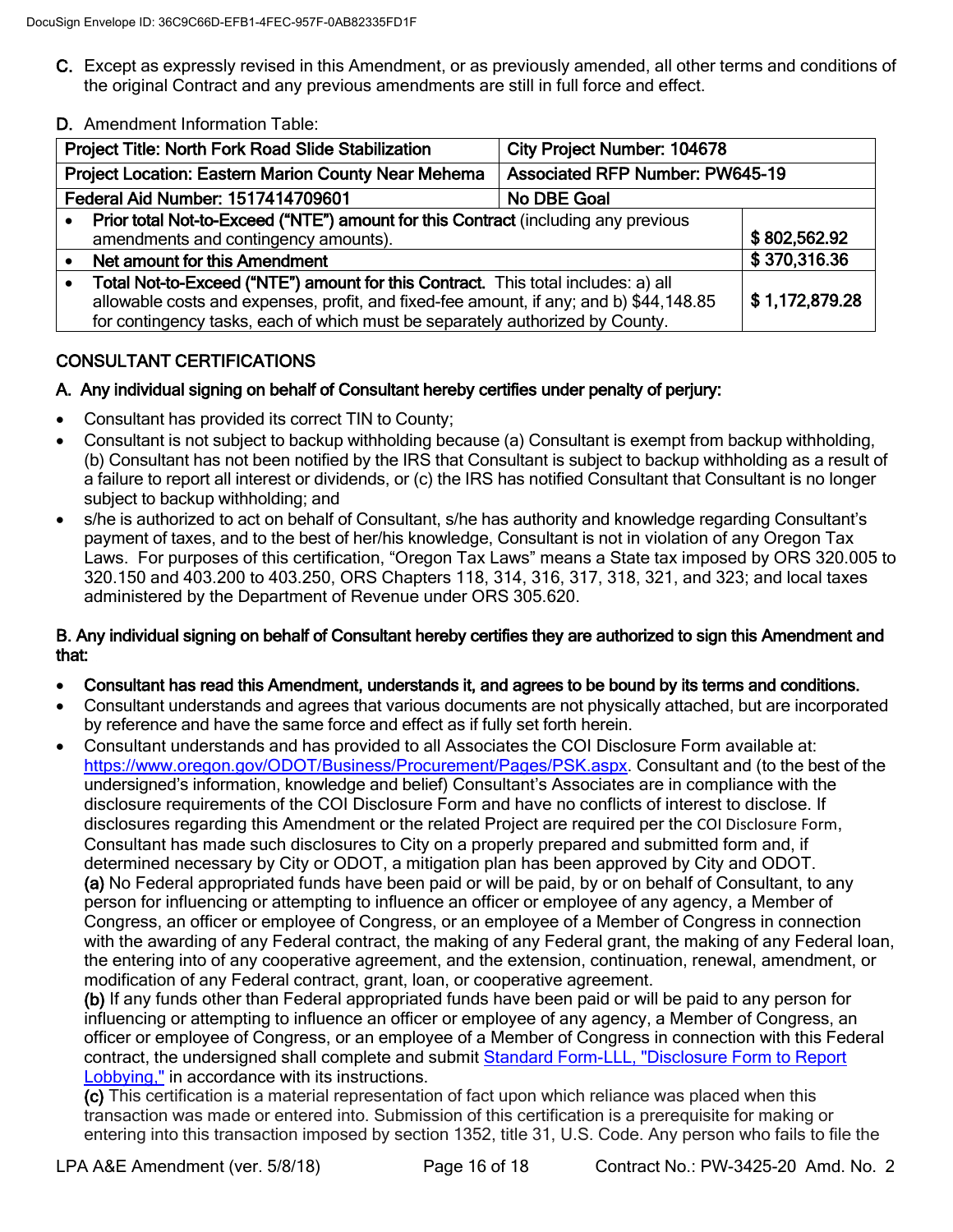C. Except as expressly revised in this Amendment, or as previously amended, all other terms and conditions of the original Contract and any previous amendments are still in full force and effect.

D. Amendment Information Table:

| Project Title: North Fork Road Slide Stabilization | City Project Number: 104678 | |
|---|---|---|
| Project Location: Eastern Marion County Near Mehema | Associated RFP Number: PW645-19 | |
| Federal Aid Number: 1517414709601 | No DBE Goal | |
| • **Prior total Not-to-Exceed ("NTE") amount for this Contract** (including any previous amendments and contingency amounts). | | $ 802,562.92 |
| • **Net amount for this Amendment** | | $ 370,316.36 |
| • **Total Not-to-Exceed ("NTE") amount for this Contract.** This total includes: a) all allowable costs and expenses, profit, and fixed-fee amount, if any; and b) $44,148.85 for contingency tasks, each of which must be separately authorized by County. | | $ 1,172,879.28 |

## CONSULTANT CERTIFICATIONS

**A. Any individual signing on behalf of Consultant hereby certifies under penalty of perjury:**

- Consultant has provided its correct TIN to County;
- Consultant is not subject to backup withholding because (a) Consultant is exempt from backup withholding, (b) Consultant has not been notified by the IRS that Consultant is subject to backup withholding as a result of a failure to report all interest or dividends, or (c) the IRS has notified Consultant that Consultant is no longer subject to backup withholding; and
- s/he is authorized to act on behalf of Consultant, s/he has authority and knowledge regarding Consultant's payment of taxes, and to the best of her/his knowledge, Consultant is not in violation of any Oregon Tax Laws. For purposes of this certification, "Oregon Tax Laws" means a State tax imposed by ORS 320.005 to 320.150 and 403.200 to 403.250, ORS Chapters 118, 314, 316, 317, 318, 321, and 323; and local taxes administered by the Department of Revenue under ORS 305.620.

**B. Any individual signing on behalf of Consultant hereby certifies they are authorized to sign this Amendment and that:**

- **Consultant has read this Amendment, understands it, and agrees to be bound by its terms and conditions.**
- Consultant understands and agrees that various documents are not physically attached, but are incorporated by reference and have the same force and effect as if fully set forth herein.
- Consultant understands and has provided to all Associates the COI Disclosure Form available at: [https://www.oregon.gov/ODOT/Business/Procurement/Pages/PSK.aspx](https://www.oregon.gov/ODOT/Business/Procurement/Pages/PSK.aspx). Consultant and (to the best of the undersigned's information, knowledge and belief) Consultant's Associates are in compliance with the disclosure requirements of the COI Disclosure Form and have no conflicts of interest to disclose. If disclosures regarding this Amendment or the related Project are required per the COI Disclosure Form, Consultant has made such disclosures to City on a properly prepared and submitted form and, if determined necessary by City or ODOT, a mitigation plan has been approved by City and ODOT.
  **(a)** No Federal appropriated funds have been paid or will be paid, by or on behalf of Consultant, to any person for influencing or attempting to influence an officer or employee of any agency, a Member of Congress, an officer or employee of Congress, or an employee of a Member of Congress in connection with the awarding of any Federal contract, the making of any Federal grant, the making of any Federal loan, the entering into of any cooperative agreement, and the extension, continuation, renewal, amendment, or modification of any Federal contract, grant, loan, or cooperative agreement.
  **(b)** If any funds other than Federal appropriated funds have been paid or will be paid to any person for influencing or attempting to influence an officer or employee of any agency, a Member of Congress, an officer or employee of Congress, or an employee of a Member of Congress in connection with this Federal contract, the undersigned shall complete and submit Standard Form-LLL, "Disclosure Form to Report Lobbying," in accordance with its instructions.
  **(c)** This certification is a material representation of fact upon which reliance was placed when this transaction was made or entered into. Submission of this certification is a prerequisite for making or entering into this transaction imposed by section 1352, title 31, U.S. Code. Any person who fails to file the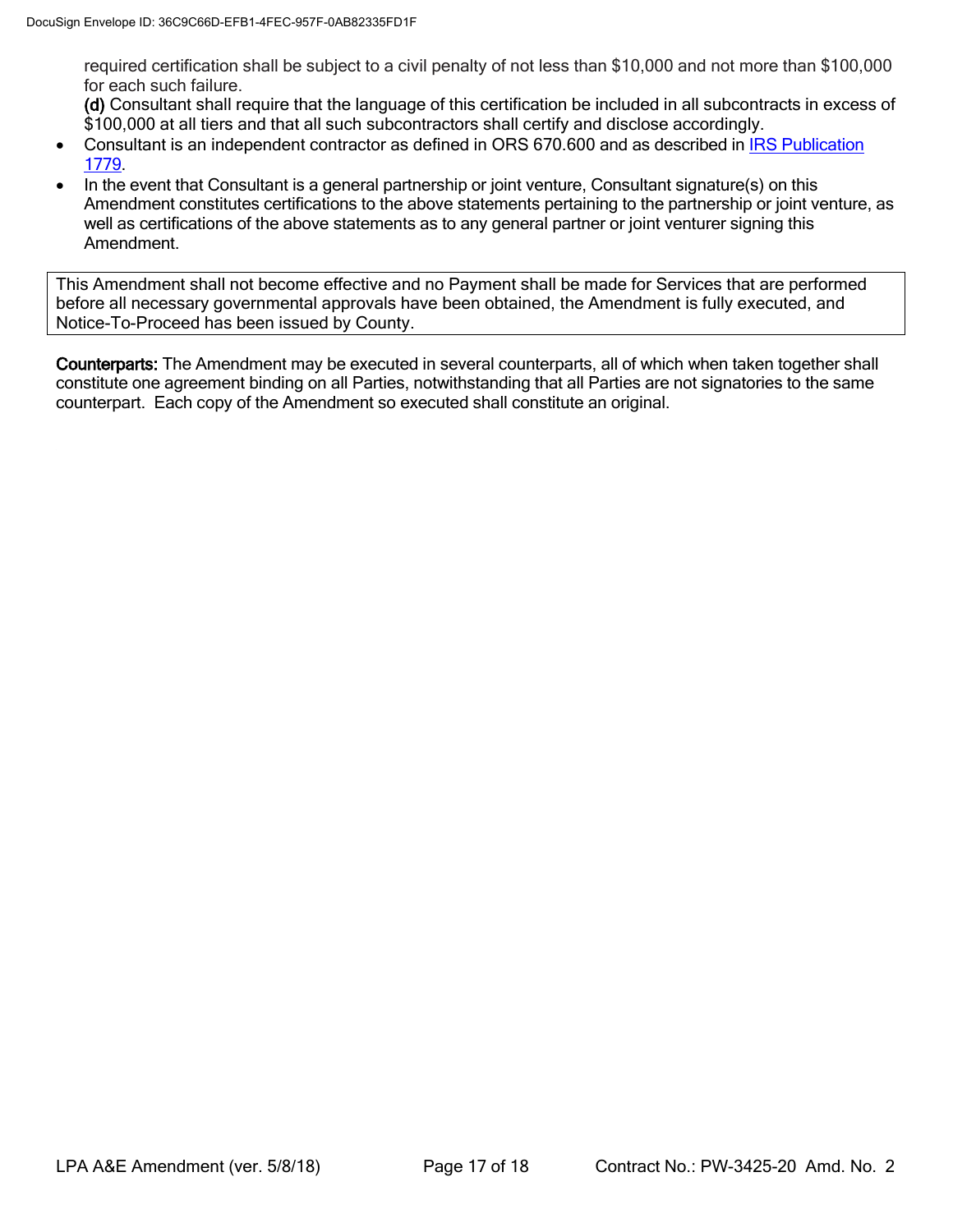required certification shall be subject to a civil penalty of not less than $10,000 and not more than $100,000 for each such failure.

**(d)** Consultant shall require that the language of this certification be included in all subcontracts in excess of $100,000 at all tiers and that all such subcontractors shall certify and disclose accordingly.

- Consultant is an independent contractor as defined in ORS 670.600 and as described in IRS Publication 1779.
- In the event that Consultant is a general partnership or joint venture, Consultant signature(s) on this Amendment constitutes certifications to the above statements pertaining to the partnership or joint venture, as well as certifications of the above statements as to any general partner or joint venturer signing this Amendment.

| This Amendment shall not become effective and no Payment shall be made for Services that are performed before all necessary governmental approvals have been obtained, the Amendment is fully executed, and Notice-To-Proceed has been issued by County. |
|---|

**Counterparts:** The Amendment may be executed in several counterparts, all of which when taken together shall constitute one agreement binding on all Parties, notwithstanding that all Parties are not signatories to the same counterpart. Each copy of the Amendment so executed shall constitute an original.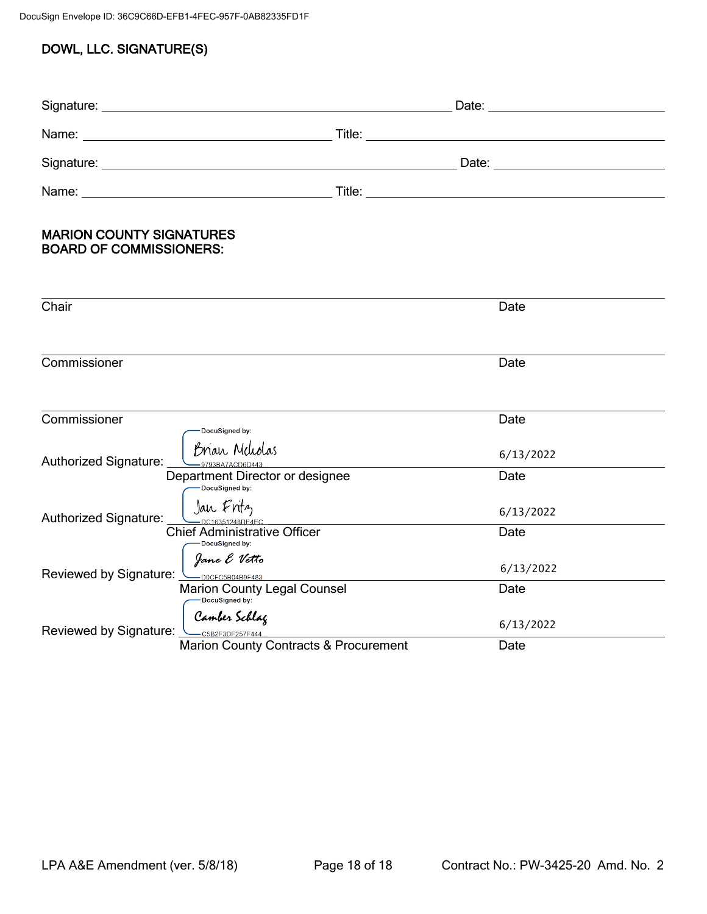DocuSign Envelope ID: 36C9C66D-EFB1-4FEC-957F-0AB82335FD1F

## DOWL, LLC. SIGNATURE(S)

Signature: \_\_\_\_\_\_\_\_\_\_\_\_\_\_\_\_\_\_\_\_\_\_\_\_\_\_\_\_\_\_ Date: \_\_\_\_\_\_\_\_\_\_\_\_\_\_\_\_

Name: \_\_\_\_\_\_\_\_\_\_\_\_\_\_\_\_\_\_\_\_\_\_ Title: \_\_\_\_\_\_\_\_\_\_\_\_\_\_\_\_\_\_\_\_\_\_\_\_\_\_\_\_

Signature: \_\_\_\_\_\_\_\_\_\_\_\_\_\_\_\_\_\_\_\_\_\_\_\_\_\_\_\_\_\_ Date: \_\_\_\_\_\_\_\_\_\_\_\_\_\_\_\_

Name: \_\_\_\_\_\_\_\_\_\_\_\_\_\_\_\_\_\_\_\_\_\_ Title: \_\_\_\_\_\_\_\_\_\_\_\_\_\_\_\_\_\_\_\_\_\_\_\_\_\_\_\_

## MARION COUNTY SIGNATURES
## BOARD OF COMMISSIONERS:

Chair — Date

Commissioner — Date

Commissioner — Date

Authorized Signature: DocuSigned by: Brian Nicholas 9793BA7ACD6D443 — 6/13/2022
Department Director or designee — Date

Authorized Signature: DocuSigned by: Jan Fritz DC16351248DF4EC — 6/13/2022
Chief Administrative Officer — Date

Reviewed by Signature: DocuSigned by: Jane E Vetto D0CFC5B04B9F483 — 6/13/2022
Marion County Legal Counsel — Date

Reviewed by Signature: DocuSigned by: Camber Schlag C5B2F3DF257F444 — 6/13/2022
Marion County Contracts & Procurement — Date

LPA A&E Amendment (ver. 5/8/18) Contract No.: PW-3425-20 Amd. No. 2